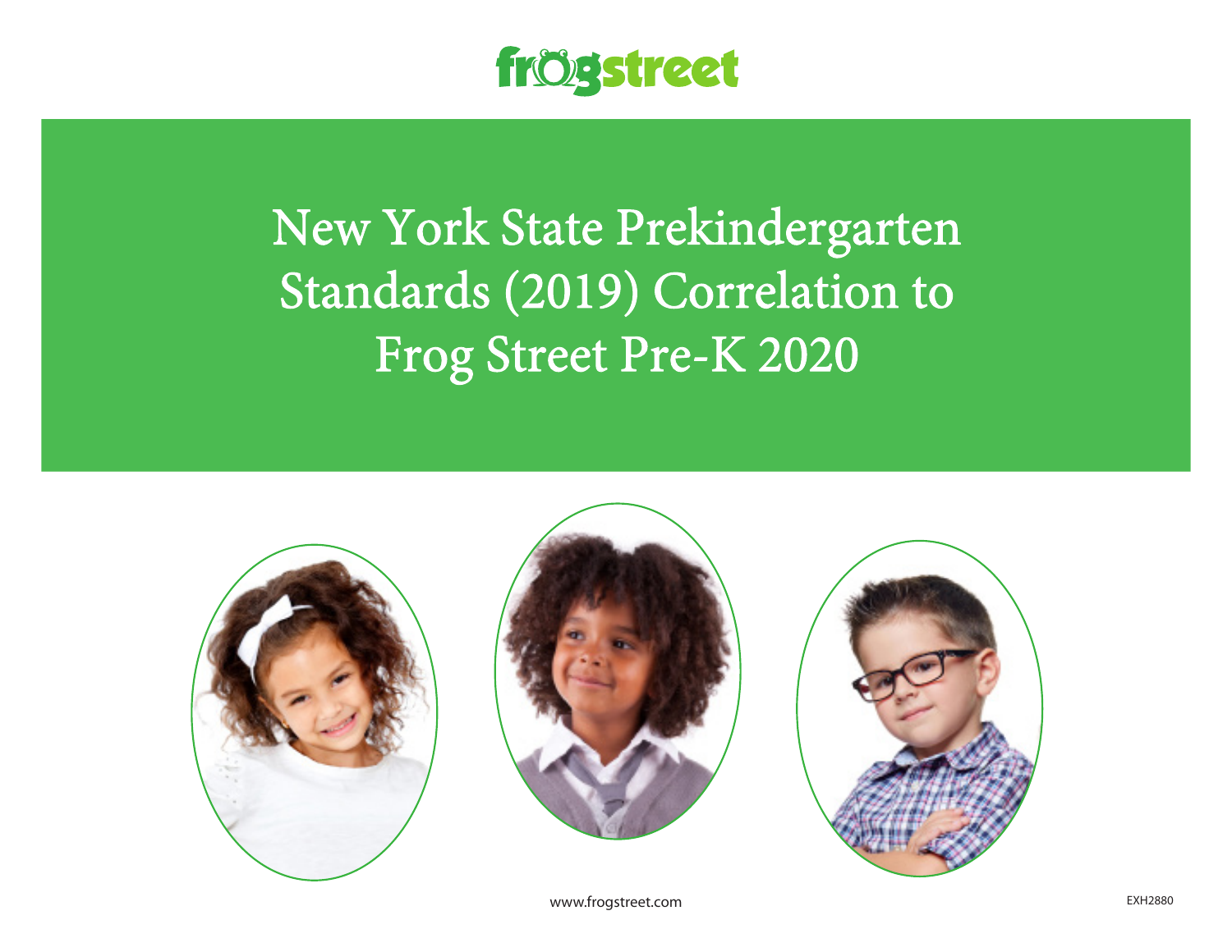frogstreet

# New York State Prekindergarten Standards (2019) Correlation to Frog Street Pre-K 2020

www.frogstreet.com

EXH2880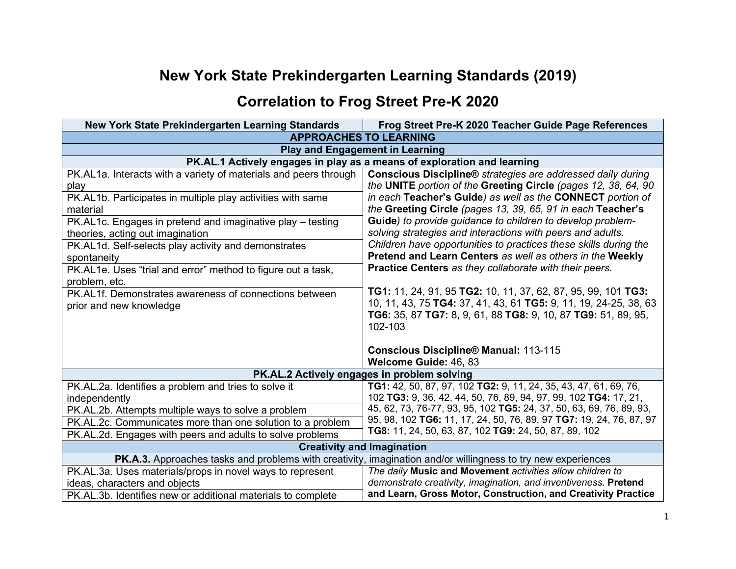# New York State Prekindergarten Learning Standards (2019)

# Correlation to Frog Street Pre-K 2020

| New York State Prekindergarten Learning Standards | Frog Street Pre-K 2020 Teacher Guide Page References |
|---|---|
| **APPROACHES TO LEARNING** | |
| **Play and Engagement in Learning** | |
| **PK.AL.1 Actively engages in play as a means of exploration and learning** | |
| PK.AL1a. Interacts with a variety of materials and peers through play<br>PK.AL1b. Participates in multiple play activities with same material<br>PK.AL1c. Engages in pretend and imaginative play – testing theories, acting out imagination<br>PK.AL1d. Self-selects play activity and demonstrates spontaneity<br>PK.AL1e. Uses “trial and error” method to figure out a task, problem, etc.<br>PK.AL1f. Demonstrates awareness of connections between prior and new knowledge | ***Conscious Discipline®*** *strategies are addressed daily during the* ***UNITE*** *portion of the* ***Greeting Circle*** *(pages 12, 38, 64, 90 in each* ***Teacher's Guide****) as well as the* ***CONNECT*** *portion of the* ***Greeting Circle*** *(pages 13, 39, 65, 91 in each* ***Teacher's Guide****) to provide guidance to children to develop problem-solving strategies and interactions with peers and adults. Children have opportunities to practices these skills during the* ***Pretend and Learn Centers*** *as well as others in the* ***Weekly Practice Centers*** *as they collaborate with their peers.*<br><br>**TG1:** 11, 24, 91, 95 **TG2:** 10, 11, 37, 62, 87, 95, 99, 101 **TG3:** 10, 11, 43, 75 **TG4:** 37, 41, 43, 61 **TG5:** 9, 11, 19, 24-25, 38, 63 **TG6:** 35, 87 **TG7:** 8, 9, 61, 88 **TG8:** 9, 10, 87 **TG9:** 51, 89, 95, 102-103<br><br>**Conscious Discipline® Manual:** 113-115<br>**Welcome Guide:** 46**,** 83 |
| **PK.AL.2 Actively engages in problem solving** | |
| PK.AL.2a. Identifies a problem and tries to solve it independently<br>PK.AL.2b. Attempts multiple ways to solve a problem<br>PK.AL.2c. Communicates more than one solution to a problem<br>PK.AL.2d. Engages with peers and adults to solve problems | **TG1:** 42, 50, 87, 97, 102 **TG2:** 9, 11, 24, 35, 43, 47, 61, 69, 76, 102 **TG3:** 9, 36, 42, 44, 50, 76, 89, 94, 97, 99, 102 **TG4:** 17, 21, 45, 62, 73, 76-77, 93, 95, 102 **TG5:** 24, 37, 50, 63, 69, 76, 89, 93, 95, 98, 102 **TG6:** 11, 17, 24, 50, 76, 89, 97 **TG7:** 19, 24, 76, 87, 97 **TG8:** 11, 24, 50, 63, 87, 102 **TG9:** 24, 50, 87, 89, 102 |
| **Creativity and Imagination** | |
| **PK.A.3.** Approaches tasks and problems with creativity, imagination and/or willingness to try new experiences | |
| PK.AL.3a. Uses materials/props in novel ways to represent ideas, characters and objects<br>PK.AL.3b. Identifies new or additional materials to complete | *The daily* ***Music and Movement*** *activities allow children to demonstrate creativity, imagination, and inventiveness.* **Pretend and Learn, Gross Motor, Construction, and Creativity Practice** |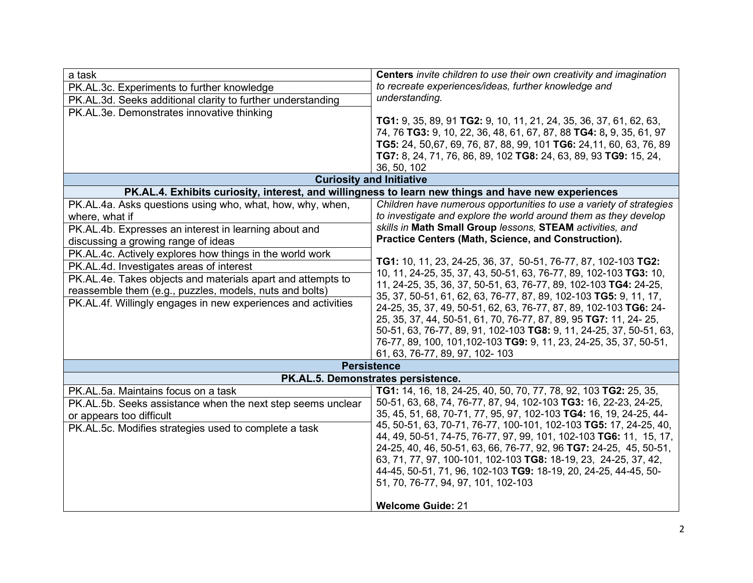| | |
|---|---|
| a task<br>PK.AL.3c. Experiments to further knowledge<br>PK.AL.3d. Seeks additional clarity to further understanding<br>PK.AL.3e. Demonstrates innovative thinking | **Centers** *invite children to use their own creativity and imagination to recreate experiences/ideas, further knowledge and understanding.*<br><br>**TG1:** 9, 35, 89, 91 **TG2:** 9, 10, 11, 21, 24, 35, 36, 37, 61, 62, 63, 74, 76 **TG3:** 9, 10, 22, 36, 48, 61, 67, 87, 88 **TG4:** 8**,** 9, 35, 61, 97 **TG5:** 24, 50,67, 69, 76, 87, 88, 99, 101 **TG6:** 24,11, 60, 63, 76, 89 **TG7:** 8, 24, 71, 76, 86, 89, 102 **TG8:** 24, 63, 89, 93 **TG9:** 15, 24, 36, 50, 102 |
| **Curiosity and Initiative** | |
| **PK.AL.4. Exhibits curiosity, interest, and willingness to learn new things and have new experiences** | |
| PK.AL.4a. Asks questions using who, what, how, why, when, where, what if<br>PK.AL.4b. Expresses an interest in learning about and discussing a growing range of ideas<br>PK.AL.4c. Actively explores how things in the world work<br>PK.AL.4d. Investigates areas of interest<br>PK.AL.4e. Takes objects and materials apart and attempts to reassemble them (e.g., puzzles, models, nuts and bolts)<br>PK.AL.4f. Willingly engages in new experiences and activities | *Children have numerous opportunities to use a variety of strategies to investigate and explore the world around them as they develop skills in* **Math Small Group** *lessons,* **STEAM** *activities, and* **Practice Centers (Math, Science, and Construction).**<br><br>**TG1:** 10, 11, 23, 24-25, 36, 37, 50-51, 76-77, 87, 102-103 **TG2:** 10, 11, 24-25, 35, 37, 43, 50-51, 63, 76-77, 89, 102-103 **TG3:** 10, 11, 24-25, 35, 36, 37, 50-51, 63, 76-77, 89, 102-103 **TG4:** 24-25, 35, 37, 50-51, 61, 62, 63, 76-77, 87, 89, 102-103 **TG5:** 9, 11, 17, 24-25, 35, 37, 49, 50-51, 62, 63, 76-77, 87, 89, 102-103 **TG6:** 24-25, 35, 37, 44, 50-51, 61, 70, 76-77, 87, 89, 95 **TG7:** 11, 24- 25, 50-51, 63, 76-77, 89, 91, 102-103 **TG8:** 9, 11, 24-25, 37, 50-51, 63, 76-77, 89, 100, 101,102-103 **TG9:** 9, 11, 23, 24-25, 35, 37, 50-51, 61, 63, 76-77, 89, 97, 102- 103 |
| **Persistence** | |
| **PK.AL.5. Demonstrates persistence.** | |
| PK.AL.5a. Maintains focus on a task<br>PK.AL.5b. Seeks assistance when the next step seems unclear or appears too difficult<br>PK.AL.5c. Modifies strategies used to complete a task | **TG1:** 14, 16, 18, 24-25, 40, 50, 70, 77, 78, 92, 103 **TG2:** 25, 35, 50-51, 63, 68, 74, 76-77, 87, 94, 102-103 **TG3:** 16, 22-23, 24-25, 35, 45, 51, 68, 70-71, 77, 95, 97, 102-103 **TG4:** 16, 19, 24-25, 44-45, 50-51, 63, 70-71, 76-77, 100-101, 102-103 **TG5:** 17, 24-25, 40, 44, 49, 50-51, 74-75, 76-77, 97, 99, 101, 102-103 **TG6:** 11, 15, 17, 24-25, 40, 46, 50-51, 63, 66, 76-77, 92, 96 **TG7:** 24-25, 45, 50-51, 63, 71, 77, 97, 100-101, 102-103 **TG8:** 18-19, 23, 24-25, 37, 42, 44-45, 50-51, 71, 96, 102-103 **TG9:** 18-19, 20, 24-25, 44-45, 50-51, 70, 76-77, 94, 97, 101, 102-103<br><br>**Welcome Guide:** 21 |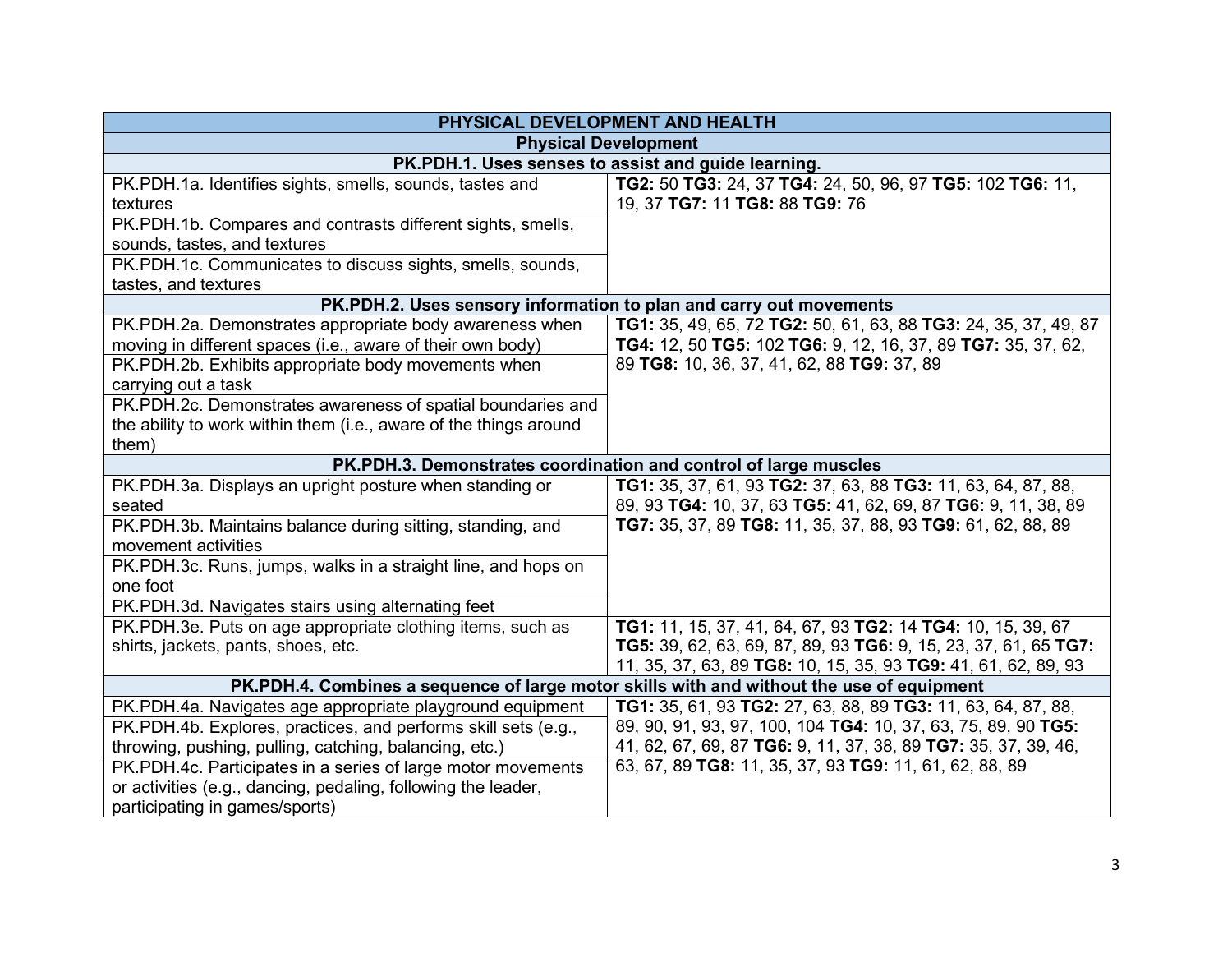| PHYSICAL DEVELOPMENT AND HEALTH | |
|---|---|
| **Physical Development** | |
| **PK.PDH.1. Uses senses to assist and guide learning.** | |
| PK.PDH.1a. Identifies sights, smells, sounds, tastes and textures | **TG2:** 50 **TG3:** 24, 37 **TG4:** 24, 50, 96, 97 **TG5:** 102 **TG6:** 11, 19, 37 **TG7:** 11 **TG8:** 88 **TG9:** 76 |
| PK.PDH.1b. Compares and contrasts different sights, smells, sounds, tastes, and textures | |
| PK.PDH.1c. Communicates to discuss sights, smells, sounds, tastes, and textures | |
| **PK.PDH.2. Uses sensory information to plan and carry out movements** | |
| PK.PDH.2a. Demonstrates appropriate body awareness when moving in different spaces (i.e., aware of their own body) | **TG1:** 35, 49, 65, 72 **TG2:** 50, 61, 63, 88 **TG3:** 24, 35, 37, 49, 87 **TG4:** 12, 50 **TG5:** 102 **TG6:** 9, 12, 16, 37, 89 **TG7:** 35, 37, 62, 89 **TG8:** 10, 36, 37, 41, 62, 88 **TG9:** 37, 89 |
| PK.PDH.2b. Exhibits appropriate body movements when carrying out a task | |
| PK.PDH.2c. Demonstrates awareness of spatial boundaries and the ability to work within them (i.e., aware of the things around them) | |
| **PK.PDH.3. Demonstrates coordination and control of large muscles** | |
| PK.PDH.3a. Displays an upright posture when standing or seated | **TG1:** 35, 37, 61, 93 **TG2:** 37, 63, 88 **TG3:** 11, 63, 64, 87, 88, 89, 93 **TG4:** 10, 37, 63 **TG5:** 41, 62, 69, 87 **TG6:** 9, 11, 38, 89 **TG7:** 35, 37, 89 **TG8:** 11, 35, 37, 88, 93 **TG9:** 61, 62, 88, 89 |
| PK.PDH.3b. Maintains balance during sitting, standing, and movement activities | |
| PK.PDH.3c. Runs, jumps, walks in a straight line, and hops on one foot | |
| PK.PDH.3d. Navigates stairs using alternating feet | |
| PK.PDH.3e. Puts on age appropriate clothing items, such as shirts, jackets, pants, shoes, etc. | **TG1:** 11, 15, 37, 41, 64, 67, 93 **TG2:** 14 **TG4:** 10, 15, 39, 67 **TG5:** 39, 62, 63, 69, 87, 89, 93 **TG6:** 9, 15, 23, 37, 61, 65 **TG7:** 11, 35, 37, 63, 89 **TG8:** 10, 15, 35, 93 **TG9:** 41, 61, 62, 89, 93 |
| **PK.PDH.4. Combines a sequence of large motor skills with and without the use of equipment** | |
| PK.PDH.4a. Navigates age appropriate playground equipment | **TG1:** 35, 61, 93 **TG2:** 27, 63, 88, 89 **TG3:** 11, 63, 64, 87, 88, 89, 90, 91, 93, 97, 100, 104 **TG4:** 10, 37, 63, 75, 89, 90 **TG5:** 41, 62, 67, 69, 87 **TG6:** 9, 11, 37, 38, 89 **TG7:** 35, 37, 39, 46, 63, 67, 89 **TG8:** 11, 35, 37, 93 **TG9:** 11, 61, 62, 88, 89 |
| PK.PDH.4b. Explores, practices, and performs skill sets (e.g., throwing, pushing, pulling, catching, balancing, etc.) | |
| PK.PDH.4c. Participates in a series of large motor movements or activities (e.g., dancing, pedaling, following the leader, participating in games/sports) | |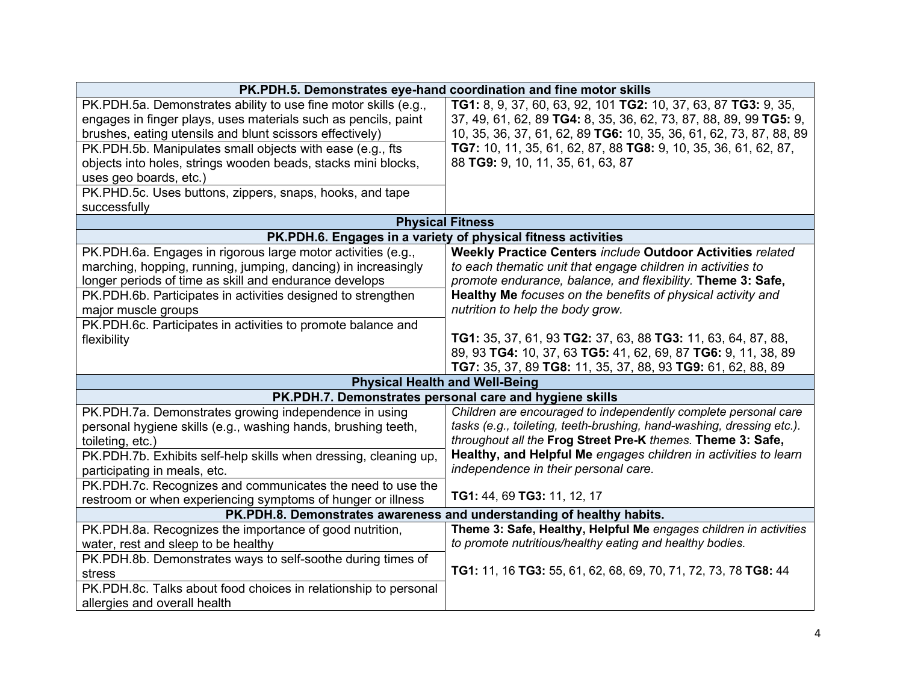| PK.PDH.5. Demonstrates eye-hand coordination and fine motor skills | |
|---|---|
| PK.PDH.5a. Demonstrates ability to use fine motor skills (e.g., engages in finger plays, uses materials such as pencils, paint brushes, eating utensils and blunt scissors effectively) | **TG1:** 8, 9, 37, 60, 63, 92, 101 **TG2:** 10, 37, 63, 87 **TG3:** 9, 35, 37, 49, 61, 62, 89 **TG4:** 8, 35, 36, 62, 73, 87, 88, 89, 99 **TG5:** 9, 10, 35, 36, 37, 61, 62, 89 **TG6:** 10, 35, 36, 61, 62, 73, 87, 88, 89 **TG7:** 10, 11, 35, 61, 62, 87, 88 **TG8:** 9, 10, 35, 36, 61, 62, 87, 88 **TG9:** 9, 10, 11, 35, 61, 63, 87 |
| PK.PDH.5b. Manipulates small objects with ease (e.g., fts objects into holes, strings wooden beads, stacks mini blocks, uses geo boards, etc.) | |
| PK.PHD.5c. Uses buttons, zippers, snaps, hooks, and tape successfully | |
| **Physical Fitness** | |
| **PK.PDH.6. Engages in a variety of physical fitness activities** | |
| PK.PDH.6a. Engages in rigorous large motor activities (e.g., marching, hopping, running, jumping, dancing) in increasingly longer periods of time as skill and endurance develops | **Weekly Practice Centers** *include* **Outdoor Activities** *related to each thematic unit that engage children in activities to promote endurance, balance, and flexibility.* **Theme 3: Safe, Healthy Me** *focuses on the benefits of physical activity and nutrition to help the body grow.*<br><br>**TG1:** 35, 37, 61, 93 **TG2:** 37, 63, 88 **TG3:** 11, 63, 64, 87, 88, 89, 93 **TG4:** 10, 37, 63 **TG5:** 41, 62, 69, 87 **TG6:** 9, 11, 38, 89 **TG7:** 35, 37, 89 **TG8:** 11, 35, 37, 88, 93 **TG9:** 61, 62, 88, 89 |
| PK.PDH.6b. Participates in activities designed to strengthen major muscle groups | |
| PK.PDH.6c. Participates in activities to promote balance and flexibility | |
| **Physical Health and Well-Being** | |
| **PK.PDH.7. Demonstrates personal care and hygiene skills** | |
| PK.PDH.7a. Demonstrates growing independence in using personal hygiene skills (e.g., washing hands, brushing teeth, toileting, etc.) | *Children are encouraged to independently complete personal care tasks (e.g., toileting, teeth-brushing, hand-washing, dressing etc.). throughout all the* **Frog Street Pre-K** *themes.* **Theme 3: Safe, Healthy, and Helpful Me** *engages children in activities to learn independence in their personal care.*<br><br>**TG1:** 44, 69 **TG3:** 11, 12, 17 |
| PK.PDH.7b. Exhibits self-help skills when dressing, cleaning up, participating in meals, etc. | |
| PK.PDH.7c. Recognizes and communicates the need to use the restroom or when experiencing symptoms of hunger or illness | |
| **PK.PDH.8. Demonstrates awareness and understanding of healthy habits.** | |
| PK.PDH.8a. Recognizes the importance of good nutrition, water, rest and sleep to be healthy | **Theme 3: Safe, Healthy, Helpful Me** *engages children in activities to promote nutritious/healthy eating and healthy bodies.*<br><br>**TG1:** 11, 16 **TG3:** 55, 61, 62, 68, 69, 70, 71, 72, 73, 78 **TG8:** 44 |
| PK.PDH.8b. Demonstrates ways to self-soothe during times of stress | |
| PK.PDH.8c. Talks about food choices in relationship to personal allergies and overall health | |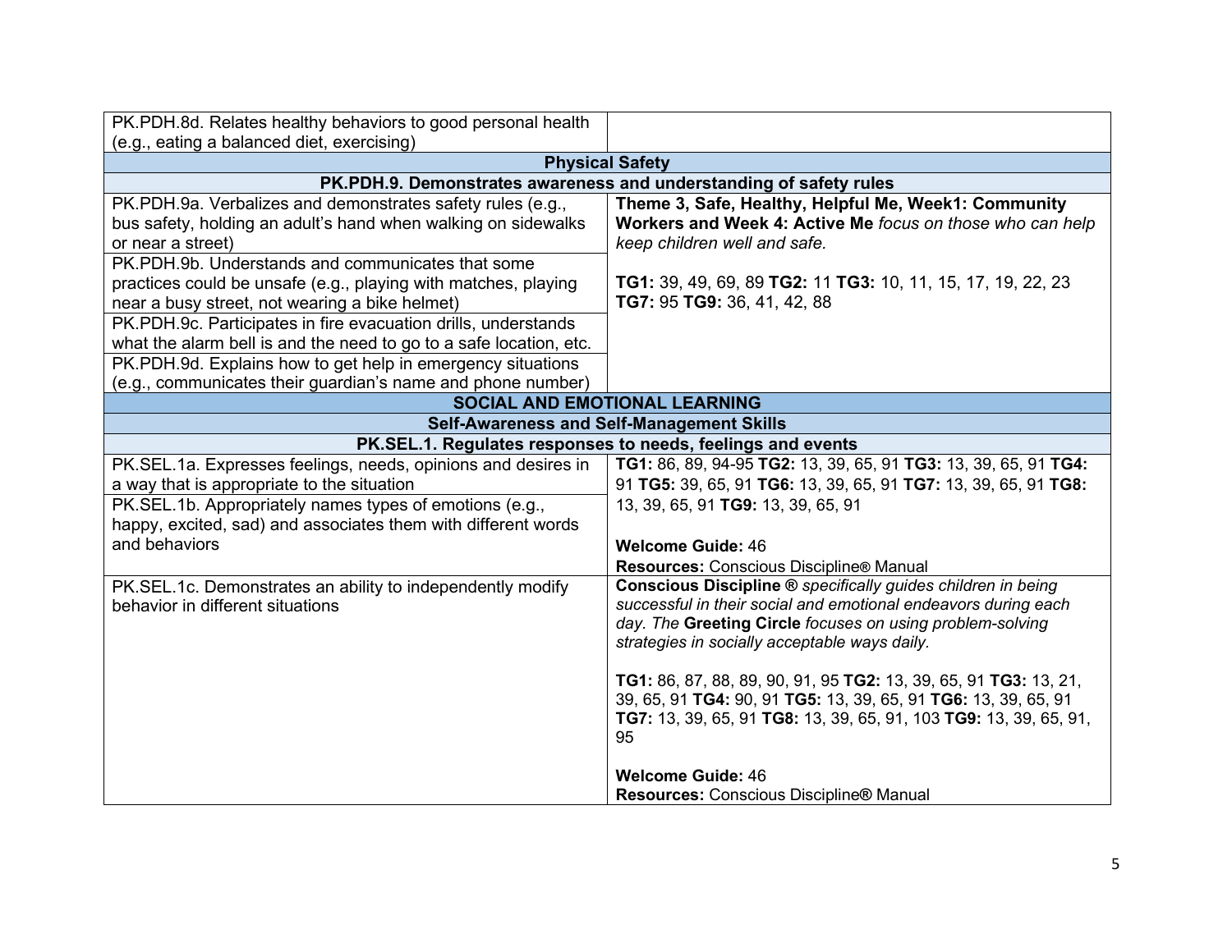| | |
|---|---|
| PK.PDH.8d. Relates healthy behaviors to good personal health (e.g., eating a balanced diet, exercising) | |
| **Physical Safety** | |
| **PK.PDH.9. Demonstrates awareness and understanding of safety rules** | |
| PK.PDH.9a. Verbalizes and demonstrates safety rules (e.g., bus safety, holding an adult's hand when walking on sidewalks or near a street) | **Theme 3, Safe, Healthy, Helpful Me, Week1: Community Workers and Week 4: Active Me** *focus on those who can help keep children well and safe.*<br><br>**TG1:** 39, 49, 69, 89 **TG2:** 11 **TG3:** 10, 11, 15, 17, 19, 22, 23 **TG7:** 95 **TG9:** 36, 41, 42, 88 |
| PK.PDH.9b. Understands and communicates that some practices could be unsafe (e.g., playing with matches, playing near a busy street, not wearing a bike helmet) | |
| PK.PDH.9c. Participates in fire evacuation drills, understands what the alarm bell is and the need to go to a safe location, etc. | |
| PK.PDH.9d. Explains how to get help in emergency situations (e.g., communicates their guardian's name and phone number) | |
| **SOCIAL AND EMOTIONAL LEARNING** | |
| **Self-Awareness and Self-Management Skills** | |
| **PK.SEL.1. Regulates responses to needs, feelings and events** | |
| PK.SEL.1a. Expresses feelings, needs, opinions and desires in a way that is appropriate to the situation | **TG1:** 86, 89, 94-95 **TG2:** 13, 39, 65, 91 **TG3:** 13, 39, 65, 91 **TG4:** 91 **TG5:** 39, 65, 91 **TG6:** 13, 39, 65, 91 **TG7:** 13, 39, 65, 91 **TG8:** 13, 39, 65, 91 **TG9:** 13, 39, 65, 91<br><br>**Welcome Guide:** 46<br>**Resources:** Conscious Discipline® Manual |
| PK.SEL.1b. Appropriately names types of emotions (e.g., happy, excited, sad) and associates them with different words and behaviors | |
| PK.SEL.1c. Demonstrates an ability to independently modify behavior in different situations | **Conscious Discipline ®** *specifically guides children in being successful in their social and emotional endeavors during each day. The* **Greeting Circle** *focuses on using problem-solving strategies in socially acceptable ways daily.*<br><br>**TG1:** 86, 87, 88, 89, 90, 91, 95 **TG2:** 13, 39, 65, 91 **TG3:** 13, 21, 39, 65, 91 **TG4:** 90, 91 **TG5:** 13, 39, 65, 91 **TG6:** 13, 39, 65, 91 **TG7:** 13, 39, 65, 91 **TG8:** 13, 39, 65, 91, 103 **TG9:** 13, 39, 65, 91, 95<br><br>**Welcome Guide:** 46<br>**Resources:** Conscious Discipline® Manual |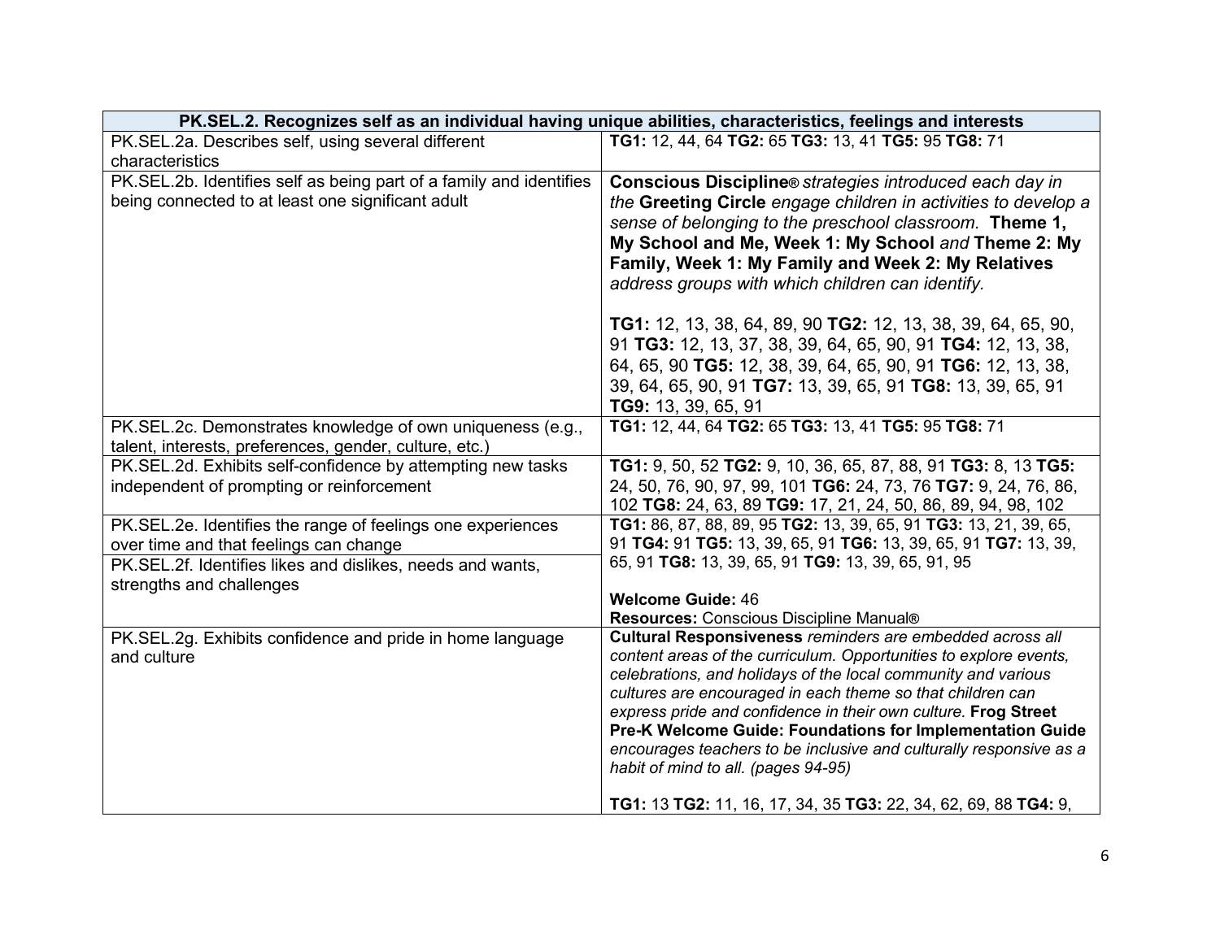| PK.SEL.2. Recognizes self as an individual having unique abilities, characteristics, feelings and interests | |
|---|---|
| PK.SEL.2a. Describes self, using several different characteristics | **TG1:** 12, 44, 64 **TG2:** 65 **TG3:** 13, 41 **TG5:** 95 **TG8:** 71 |
| PK.SEL.2b. Identifies self as being part of a family and identifies being connected to at least one significant adult | **Conscious Discipline®** *strategies introduced each day in the* **Greeting Circle** *engage children in activities to develop a sense of belonging to the preschool classroom.* **Theme 1, My School and Me, Week 1: My School** *and* **Theme 2: My Family, Week 1: My Family and Week 2: My Relatives** *address groups with which children can identify.*<br><br>**TG1:** 12, 13, 38, 64, 89, 90 **TG2:** 12, 13, 38, 39, 64, 65, 90, 91 **TG3:** 12, 13, 37, 38, 39, 64, 65, 90, 91 **TG4:** 12, 13, 38, 64, 65, 90 **TG5:** 12, 38, 39, 64, 65, 90, 91 **TG6:** 12, 13, 38, 39, 64, 65, 90, 91 **TG7:** 13, 39, 65, 91 **TG8:** 13, 39, 65, 91 **TG9:** 13, 39, 65, 91 |
| PK.SEL.2c. Demonstrates knowledge of own uniqueness (e.g., talent, interests, preferences, gender, culture, etc.) | **TG1:** 12, 44, 64 **TG2:** 65 **TG3:** 13, 41 **TG5:** 95 **TG8:** 71 |
| PK.SEL.2d. Exhibits self-confidence by attempting new tasks independent of prompting or reinforcement | **TG1:** 9, 50, 52 **TG2:** 9, 10, 36, 65, 87, 88, 91 **TG3:** 8, 13 **TG5:** 24, 50, 76, 90, 97, 99, 101 **TG6:** 24, 73, 76 **TG7:** 9, 24, 76, 86, 102 **TG8:** 24, 63, 89 **TG9:** 17, 21, 24, 50, 86, 89, 94, 98, 102 |
| PK.SEL.2e. Identifies the range of feelings one experiences over time and that feelings can change<br><br>PK.SEL.2f. Identifies likes and dislikes, needs and wants, strengths and challenges | **TG1:** 86, 87, 88, 89, 95 **TG2:** 13, 39, 65, 91 **TG3:** 13, 21, 39, 65, 91 **TG4:** 91 **TG5:** 13, 39, 65, 91 **TG6:** 13, 39, 65, 91 **TG7:** 13, 39, 65, 91 **TG8:** 13, 39, 65, 91 **TG9:** 13, 39, 65, 91, 95<br><br>**Welcome Guide:** 46<br>**Resources:** Conscious Discipline Manual® |
| PK.SEL.2g. Exhibits confidence and pride in home language and culture | **Cultural Responsiveness** *reminders are embedded across all content areas of the curriculum. Opportunities to explore events, celebrations, and holidays of the local community and various cultures are encouraged in each theme so that children can express pride and confidence in their own culture.* **Frog Street Pre-K Welcome Guide: Foundations for Implementation Guide** *encourages teachers to be inclusive and culturally responsive as a habit of mind to all. (pages 94-95)*<br><br>**TG1:** 13 **TG2:** 11, 16, 17, 34, 35 **TG3:** 22, 34, 62, 69, 88 **TG4:** 9, |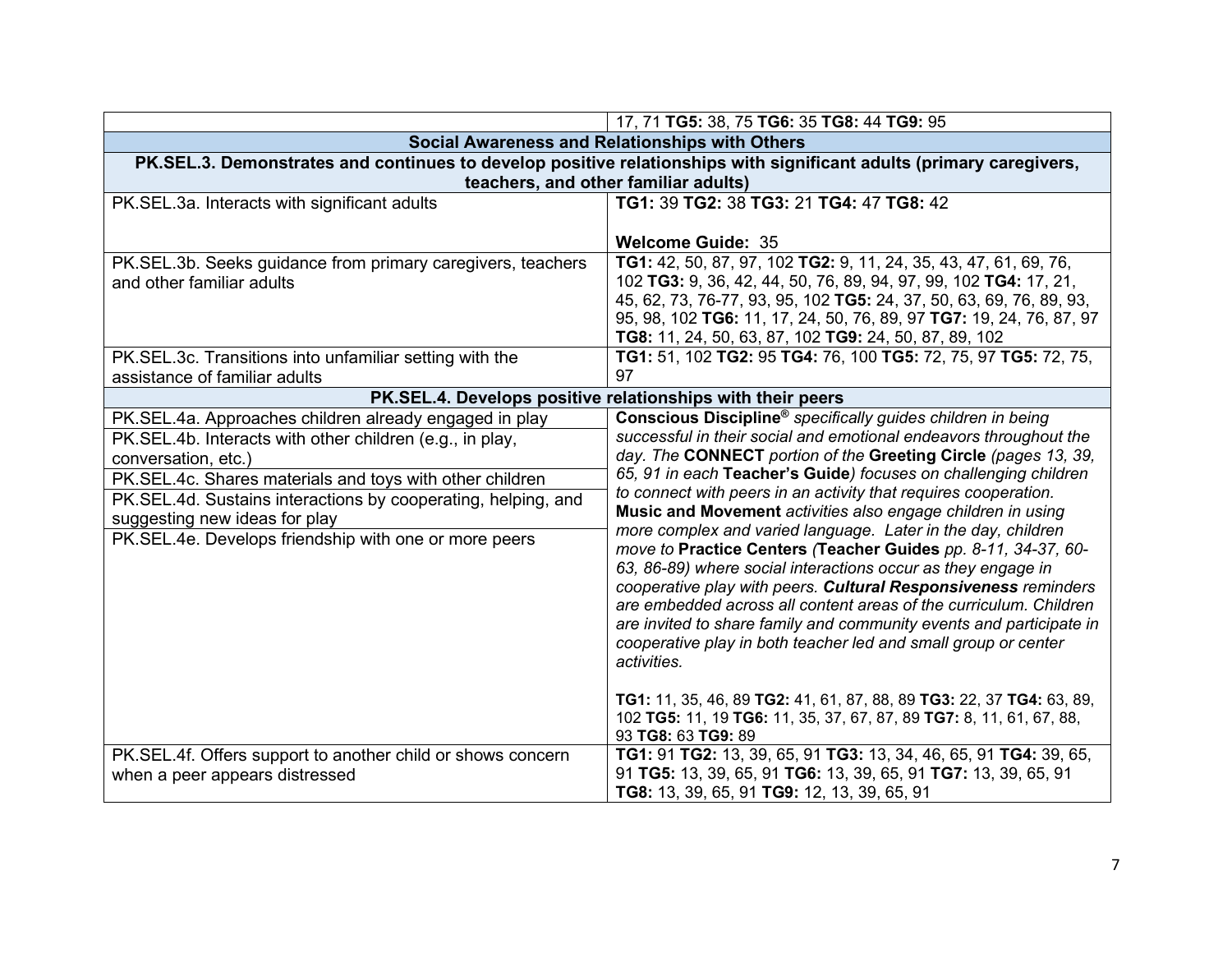| | |
|---|---|
| | 17, 71 **TG5:** 38, 75 **TG6:** 35 **TG8:** 44 **TG9:** 95 |
| **Social Awareness and Relationships with Others** | |
| **PK.SEL.3. Demonstrates and continues to develop positive relationships with significant adults (primary caregivers, teachers, and other familiar adults)** | |
| PK.SEL.3a. Interacts with significant adults | **TG1:** 39 **TG2:** 38 **TG3:** 21 **TG4:** 47 **TG8:** 42<br><br>**Welcome Guide:** 35 |
| PK.SEL.3b. Seeks guidance from primary caregivers, teachers and other familiar adults | **TG1:** 42, 50, 87, 97, 102 **TG2:** 9, 11, 24, 35, 43, 47, 61, 69, 76, 102 **TG3:** 9, 36, 42, 44, 50, 76, 89, 94, 97, 99, 102 **TG4:** 17, 21, 45, 62, 73, 76-77, 93, 95, 102 **TG5:** 24, 37, 50, 63, 69, 76, 89, 93, 95, 98, 102 **TG6:** 11, 17, 24, 50, 76, 89, 97 **TG7:** 19, 24, 76, 87, 97 **TG8:** 11, 24, 50, 63, 87, 102 **TG9:** 24, 50, 87, 89, 102 |
| PK.SEL.3c. Transitions into unfamiliar setting with the assistance of familiar adults | **TG1:** 51, 102 **TG2:** 95 **TG4:** 76, 100 **TG5:** 72, 75, 97 **TG5:** 72, 75, 97 |
| **PK.SEL.4. Develops positive relationships with their peers** | |
| PK.SEL.4a. Approaches children already engaged in play<br>PK.SEL.4b. Interacts with other children (e.g., in play, conversation, etc.)<br>PK.SEL.4c. Shares materials and toys with other children<br>PK.SEL.4d. Sustains interactions by cooperating, helping, and suggesting new ideas for play<br>PK.SEL.4e. Develops friendship with one or more peers | ***Conscious Discipline®*** *specifically guides children in being successful in their social and emotional endeavors throughout the day. The* **CONNECT** *portion of the* **Greeting Circle** *(pages 13, 39, 65, 91 in each* **Teacher's Guide***) focuses on challenging children to connect with peers in an activity that requires cooperation.* **Music and Movement** *activities also engage children in using more complex and varied language. Later in the day, children move to* **Practice Centers** *(***Teacher Guides** *pp. 8-11, 34-37, 60-63, 86-89) where social interactions occur as they engage in cooperative play with peers.* ***Cultural Responsiveness*** *reminders are embedded across all content areas of the curriculum. Children are invited to share family and community events and participate in cooperative play in both teacher led and small group or center activities.*<br><br>**TG1:** 11, 35, 46, 89 **TG2:** 41, 61, 87, 88, 89 **TG3:** 22, 37 **TG4:** 63, 89, 102 **TG5:** 11, 19 **TG6:** 11, 35, 37, 67, 87, 89 **TG7:** 8, 11, 61, 67, 88, 93 **TG8:** 63 **TG9:** 89 |
| PK.SEL.4f. Offers support to another child or shows concern when a peer appears distressed | **TG1:** 91 **TG2:** 13, 39, 65, 91 **TG3:** 13, 34, 46, 65, 91 **TG4:** 39, 65, 91 **TG5:** 13, 39, 65, 91 **TG6:** 13, 39, 65, 91 **TG7:** 13, 39, 65, 91 **TG8:** 13, 39, 65, 91 **TG9:** 12, 13, 39, 65, 91 |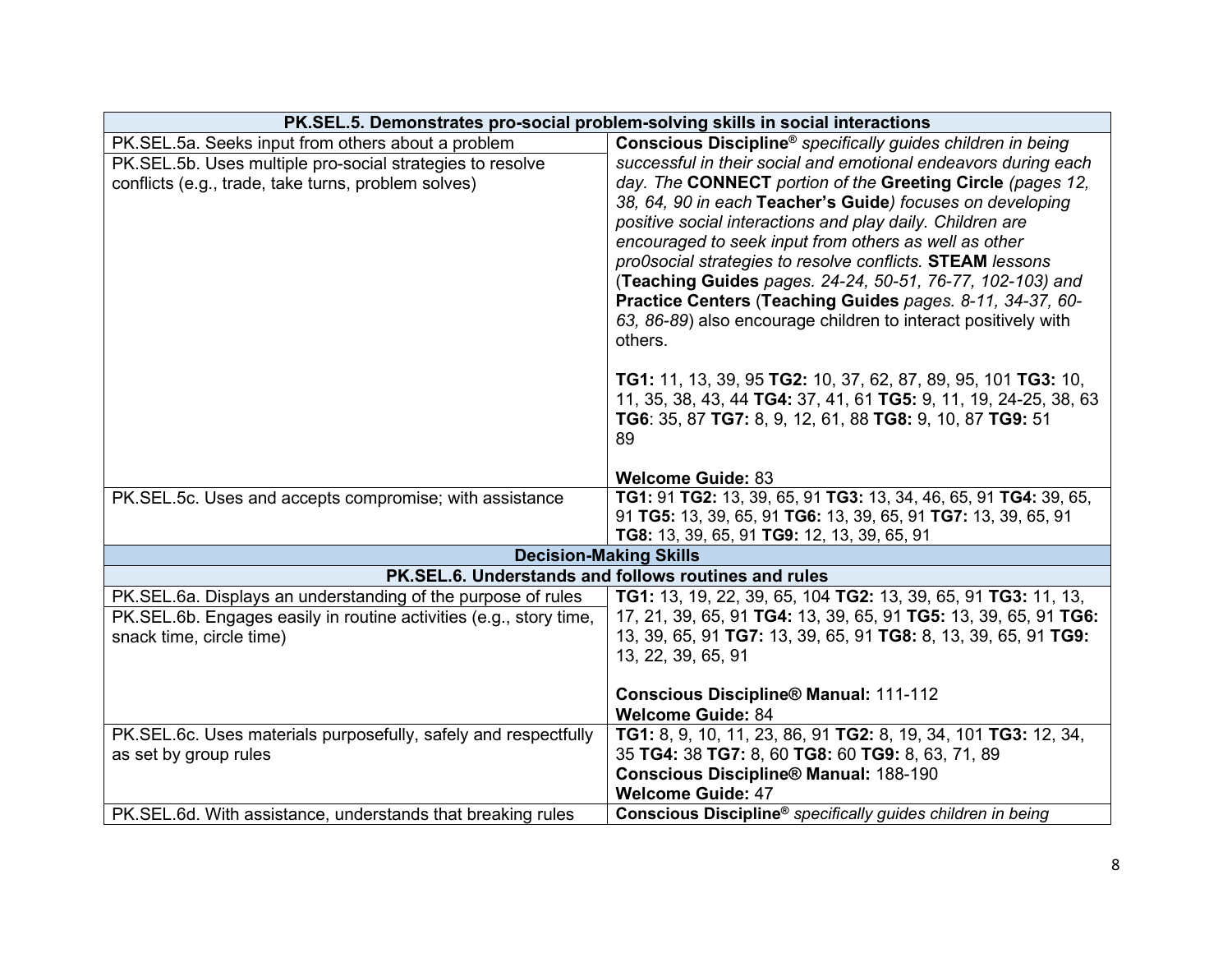| PK.SEL.5. Demonstrates pro-social problem-solving skills in social interactions | |
|---|---|
| PK.SEL.5a. Seeks input from others about a problem<br>PK.SEL.5b. Uses multiple pro-social strategies to resolve conflicts (e.g., trade, take turns, problem solves) | **Conscious Discipline®** *specifically guides children in being successful in their social and emotional endeavors during each day. The* **CONNECT** *portion of the* **Greeting Circle** *(pages 12, 38, 64, 90 in each* **Teacher's Guide***) focuses on developing positive social interactions and play daily. Children are encouraged to seek input from others as well as other pro0social strategies to resolve conflicts.* **STEAM** *lessons* (**Teaching Guides** *pages. 24-24, 50-51, 76-77, 102-103) and* **Practice Centers** (**Teaching Guides** *pages. 8-11, 34-37, 60-63, 86-89*) also encourage children to interact positively with others.<br><br>**TG1:** 11, 13, 39, 95 **TG2:** 10, 37, 62, 87, 89, 95, 101 **TG3:** 10, 11, 35, 38, 43, 44 **TG4:** 37, 41, 61 **TG5:** 9, 11, 19, 24-25, 38, 63 **TG6**: 35, 87 **TG7:** 8, 9, 12, 61, 88 **TG8:** 9, 10, 87 **TG9:** 51 89<br><br>**Welcome Guide:** 83 |
| PK.SEL.5c. Uses and accepts compromise; with assistance | **TG1:** 91 **TG2:** 13, 39, 65, 91 **TG3:** 13, 34, 46, 65, 91 **TG4:** 39, 65, 91 **TG5:** 13, 39, 65, 91 **TG6:** 13, 39, 65, 91 **TG7:** 13, 39, 65, 91 **TG8:** 13, 39, 65, 91 **TG9:** 12, 13, 39, 65, 91 |
| **Decision-Making Skills** | |
| **PK.SEL.6. Understands and follows routines and rules** | |
| PK.SEL.6a. Displays an understanding of the purpose of rules<br>PK.SEL.6b. Engages easily in routine activities (e.g., story time, snack time, circle time) | **TG1:** 13, 19, 22, 39, 65, 104 **TG2:** 13, 39, 65, 91 **TG3:** 11, 13, 17, 21, 39, 65, 91 **TG4:** 13, 39, 65, 91 **TG5:** 13, 39, 65, 91 **TG6:** 13, 39, 65, 91 **TG7:** 13, 39, 65, 91 **TG8:** 8, 13, 39, 65, 91 **TG9:** 13, 22, 39, 65, 91<br><br>**Conscious Discipline® Manual:** 111-112<br>**Welcome Guide:** 84 |
| PK.SEL.6c. Uses materials purposefully, safely and respectfully as set by group rules | **TG1:** 8, 9, 10, 11, 23, 86, 91 **TG2:** 8, 19, 34, 101 **TG3:** 12, 34, 35 **TG4:** 38 **TG7:** 8, 60 **TG8:** 60 **TG9:** 8, 63, 71, 89<br>**Conscious Discipline® Manual:** 188-190<br>**Welcome Guide:** 47 |
| PK.SEL.6d. With assistance, understands that breaking rules | **Conscious Discipline®** *specifically guides children in being* |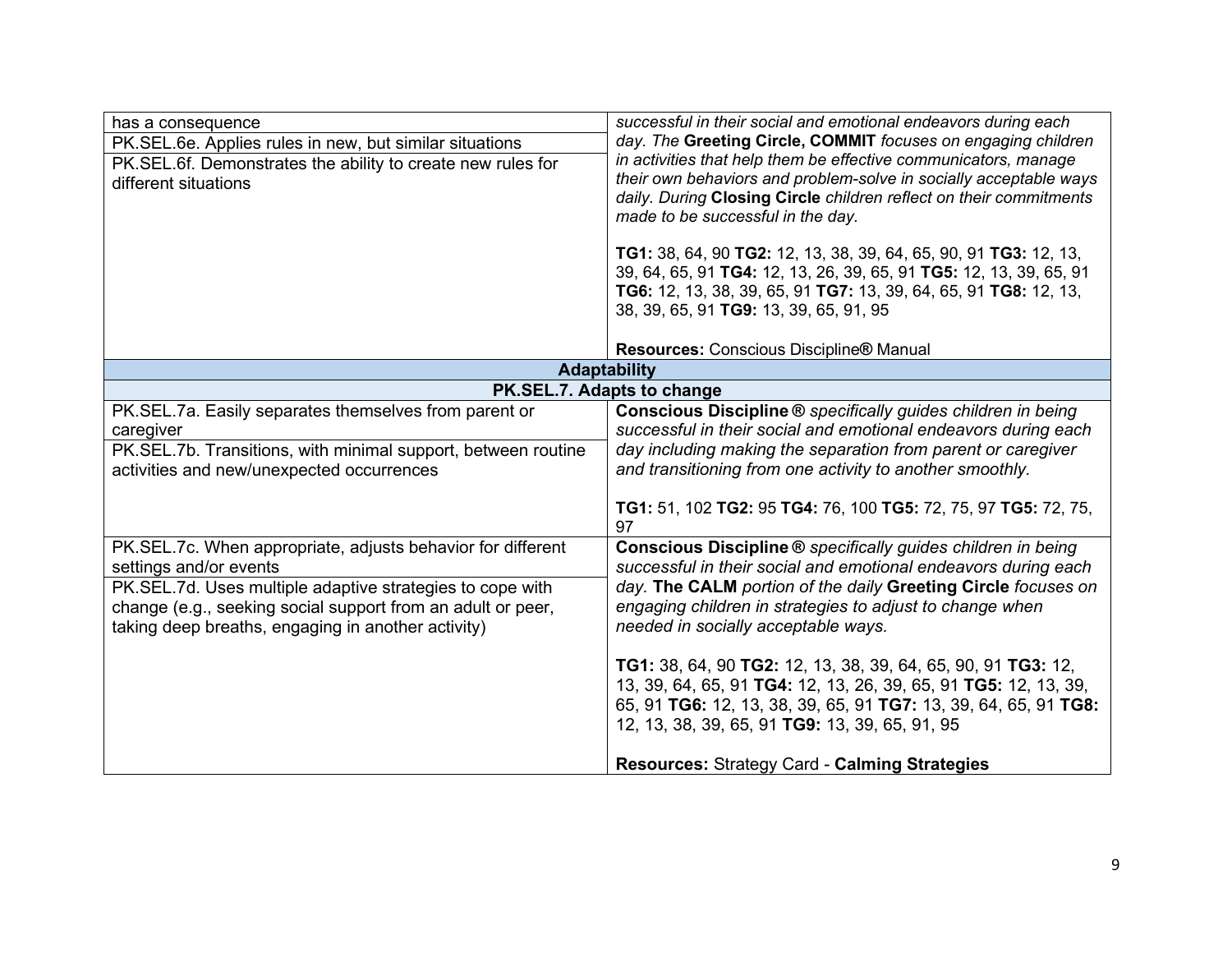| | |
|---|---|
| has a consequence<br>PK.SEL.6e. Applies rules in new, but similar situations<br>PK.SEL.6f. Demonstrates the ability to create new rules for different situations | *successful in their social and emotional endeavors during each day. The* **Greeting Circle, COMMIT** *focuses on engaging children in activities that help them be effective communicators, manage their own behaviors and problem-solve in socially acceptable ways daily. During* **Closing Circle** *children reflect on their commitments made to be successful in the day.*<br><br>**TG1:** 38, 64, 90 **TG2:** 12, 13, 38, 39, 64, 65, 90, 91 **TG3:** 12, 13, 39, 64, 65, 91 **TG4:** 12, 13, 26, 39, 65, 91 **TG5:** 12, 13, 39, 65, 91 **TG6:** 12, 13, 38, 39, 65, 91 **TG7:** 13, 39, 64, 65, 91 **TG8:** 12, 13, 38, 39, 65, 91 **TG9:** 13, 39, 65, 91, 95<br><br>**Resources:** Conscious Discipline® Manual |
| **Adaptability** | |
| **PK.SEL.7. Adapts to change** | |
| PK.SEL.7a. Easily separates themselves from parent or caregiver<br>PK.SEL.7b. Transitions, with minimal support, between routine activities and new/unexpected occurrences | **Conscious Discipline®** *specifically guides children in being successful in their social and emotional endeavors during each day including making the separation from parent or caregiver and transitioning from one activity to another smoothly.*<br><br>**TG1:** 51, 102 **TG2:** 95 **TG4:** 76, 100 **TG5:** 72, 75, 97 **TG5:** 72, 75, 97 |
| PK.SEL.7c. When appropriate, adjusts behavior for different settings and/or events<br>PK.SEL.7d. Uses multiple adaptive strategies to cope with change (e.g., seeking social support from an adult or peer, taking deep breaths, engaging in another activity) | **Conscious Discipline®** *specifically guides children in being successful in their social and emotional endeavors during each day.* **The CALM** *portion of the daily* **Greeting Circle** *focuses on engaging children in strategies to adjust to change when needed in socially acceptable ways.*<br><br>**TG1:** 38, 64, 90 **TG2:** 12, 13, 38, 39, 64, 65, 90, 91 **TG3:** 12, 13, 39, 64, 65, 91 **TG4:** 12, 13, 26, 39, 65, 91 **TG5:** 12, 13, 39, 65, 91 **TG6:** 12, 13, 38, 39, 65, 91 **TG7:** 13, 39, 64, 65, 91 **TG8:** 12, 13, 38, 39, 65, 91 **TG9:** 13, 39, 65, 91, 95<br><br>**Resources:** Strategy Card - **Calming Strategies** |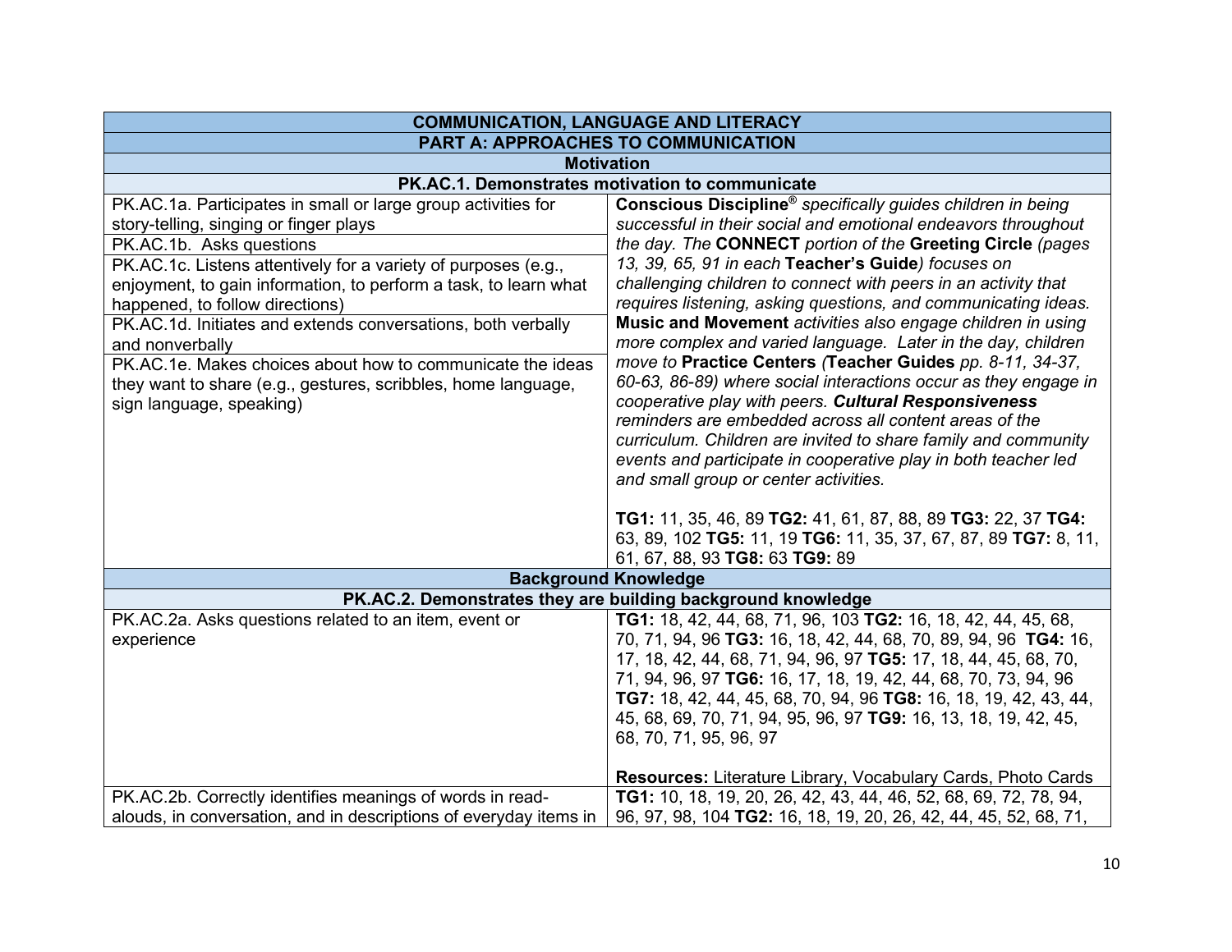| COMMUNICATION, LANGUAGE AND LITERACY | |
|---|---|
| **PART A: APPROACHES TO COMMUNICATION** | |
| **Motivation** | |
| **PK.AC.1. Demonstrates motivation to communicate** | |
| PK.AC.1a. Participates in small or large group activities for story-telling, singing or finger plays<br>PK.AC.1b. Asks questions<br>PK.AC.1c. Listens attentively for a variety of purposes (e.g., enjoyment, to gain information, to perform a task, to learn what happened, to follow directions)<br>PK.AC.1d. Initiates and extends conversations, both verbally and nonverbally<br>PK.AC.1e. Makes choices about how to communicate the ideas they want to share (e.g., gestures, scribbles, home language, sign language, speaking) | **Conscious Discipline®** *specifically guides children in being successful in their social and emotional endeavors throughout the day. The* **CONNECT** *portion of the* **Greeting Circle** *(pages 13, 39, 65, 91 in each* **Teacher's Guide***) focuses on challenging children to connect with peers in an activity that requires listening, asking questions, and communicating ideas.* **Music and Movement** *activities also engage children in using more complex and varied language. Later in the day, children move to* **Practice Centers** *(***Teacher Guides** *pp. 8-11, 34-37, 60-63, 86-89) where social interactions occur as they engage in cooperative play with peers.* ***Cultural Responsiveness*** *reminders are embedded across all content areas of the curriculum. Children are invited to share family and community events and participate in cooperative play in both teacher led and small group or center activities.*<br><br>**TG1:** 11, 35, 46, 89 **TG2:** 41, 61, 87, 88, 89 **TG3:** 22, 37 **TG4:** 63, 89, 102 **TG5:** 11, 19 **TG6:** 11, 35, 37, 67, 87, 89 **TG7:** 8, 11, 61, 67, 88, 93 **TG8:** 63 **TG9:** 89 |
| **Background Knowledge** | |
| **PK.AC.2. Demonstrates they are building background knowledge** | |
| PK.AC.2a. Asks questions related to an item, event or experience | **TG1:** 18, 42, 44, 68, 71, 96, 103 **TG2:** 16, 18, 42, 44, 45, 68, 70, 71, 94, 96 **TG3:** 16, 18, 42, 44, 68, 70, 89, 94, 96 **TG4:** 16, 17, 18, 42, 44, 68, 71, 94, 96, 97 **TG5:** 17, 18, 44, 45, 68, 70, 71, 94, 96, 97 **TG6:** 16, 17, 18, 19, 42, 44, 68, 70, 73, 94, 96 **TG7:** 18, 42, 44, 45, 68, 70, 94, 96 **TG8:** 16, 18, 19, 42, 43, 44, 45, 68, 69, 70, 71, 94, 95, 96, 97 **TG9:** 16, 13, 18, 19, 42, 45, 68, 70, 71, 95, 96, 97<br><br>**Resources:** Literature Library, Vocabulary Cards, Photo Cards |
| PK.AC.2b. Correctly identifies meanings of words in read-alouds, in conversation, and in descriptions of everyday items in | **TG1:** 10, 18, 19, 20, 26, 42, 43, 44, 46, 52, 68, 69, 72, 78, 94, 96, 97, 98, 104 **TG2:** 16, 18, 19, 20, 26, 42, 44, 45, 52, 68, 71, |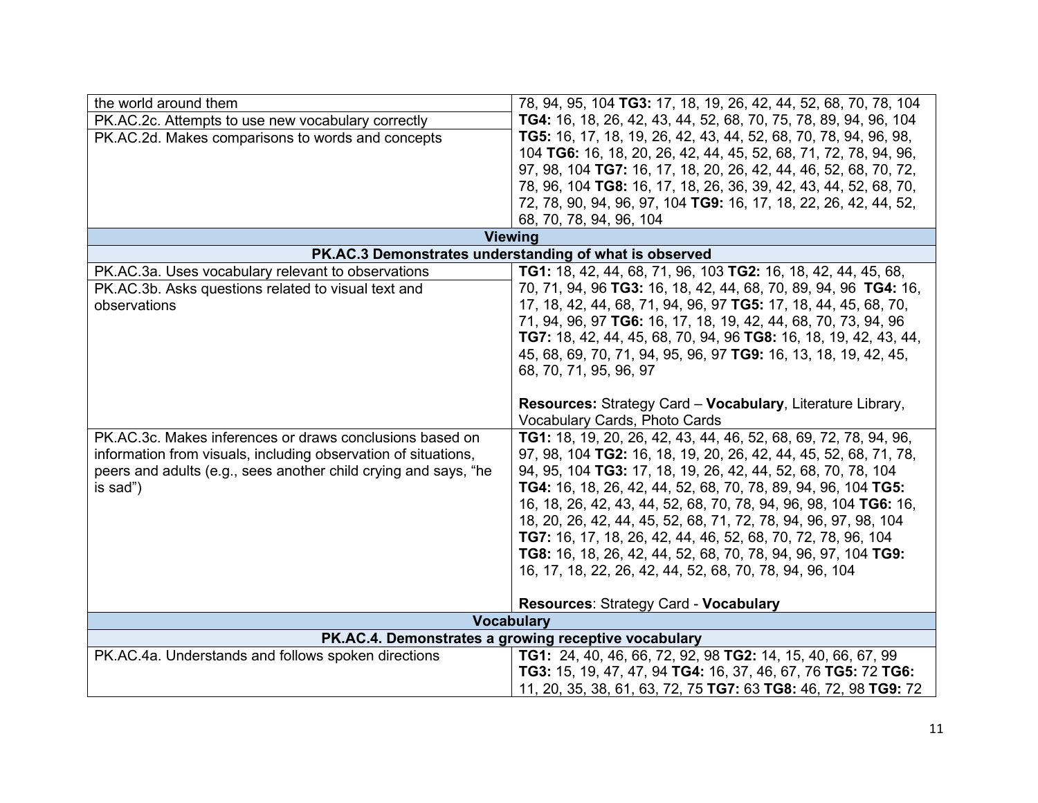| | |
|---|---|
| the world around them<br>PK.AC.2c. Attempts to use new vocabulary correctly<br>PK.AC.2d. Makes comparisons to words and concepts | 78, 94, 95, 104 **TG3:** 17, 18, 19, 26, 42, 44, 52, 68, 70, 78, 104 **TG4:** 16, 18, 26, 42, 43, 44, 52, 68, 70, 75, 78, 89, 94, 96, 104 **TG5:** 16, 17, 18, 19, 26, 42, 43, 44, 52, 68, 70, 78, 94, 96, 98, 104 **TG6:** 16, 18, 20, 26, 42, 44, 45, 52, 68, 71, 72, 78, 94, 96, 97, 98, 104 **TG7:** 16, 17, 18, 20, 26, 42, 44, 46, 52, 68, 70, 72, 78, 96, 104 **TG8:** 16, 17, 18, 26, 36, 39, 42, 43, 44, 52, 68, 70, 72, 78, 90, 94, 96, 97, 104 **TG9:** 16, 17, 18, 22, 26, 42, 44, 52, 68, 70, 78, 94, 96, 104 |
| **Viewing** | |
| **PK.AC.3 Demonstrates understanding of what is observed** | |
| PK.AC.3a. Uses vocabulary relevant to observations<br>PK.AC.3b. Asks questions related to visual text and observations | **TG1:** 18, 42, 44, 68, 71, 96, 103 **TG2:** 16, 18, 42, 44, 45, 68, 70, 71, 94, 96 **TG3:** 16, 18, 42, 44, 68, 70, 89, 94, 96 **TG4:** 16, 17, 18, 42, 44, 68, 71, 94, 96, 97 **TG5:** 17, 18, 44, 45, 68, 70, 71, 94, 96, 97 **TG6:** 16, 17, 18, 19, 42, 44, 68, 70, 73, 94, 96 **TG7:** 18, 42, 44, 45, 68, 70, 94, 96 **TG8:** 16, 18, 19, 42, 43, 44, 45, 68, 69, 70, 71, 94, 95, 96, 97 **TG9:** 16, 13, 18, 19, 42, 45, 68, 70, 71, 95, 96, 97<br><br>**Resources:** Strategy Card – **Vocabulary**, Literature Library, Vocabulary Cards, Photo Cards |
| PK.AC.3c. Makes inferences or draws conclusions based on information from visuals, including observation of situations, peers and adults (e.g., sees another child crying and says, "he is sad") | **TG1:** 18, 19, 20, 26, 42, 43, 44, 46, 52, 68, 69, 72, 78, 94, 96, 97, 98, 104 **TG2:** 16, 18, 19, 20, 26, 42, 44, 45, 52, 68, 71, 78, 94, 95, 104 **TG3:** 17, 18, 19, 26, 42, 44, 52, 68, 70, 78, 104 **TG4:** 16, 18, 26, 42, 44, 52, 68, 70, 78, 89, 94, 96, 104 **TG5:** 16, 18, 26, 42, 43, 44, 52, 68, 70, 78, 94, 96, 98, 104 **TG6:** 16, 18, 20, 26, 42, 44, 45, 52, 68, 71, 72, 78, 94, 96, 97, 98, 104 **TG7:** 16, 17, 18, 26, 42, 44, 46, 52, 68, 70, 72, 78, 96, 104 **TG8:** 16, 18, 26, 42, 44, 52, 68, 70, 78, 94, 96, 97, 104 **TG9:** 16, 17, 18, 22, 26, 42, 44, 52, 68, 70, 78, 94, 96, 104<br><br>**Resources**: Strategy Card - **Vocabulary** |
| **Vocabulary** | |
| **PK.AC.4. Demonstrates a growing receptive vocabulary** | |
| PK.AC.4a. Understands and follows spoken directions | **TG1:** 24, 40, 46, 66, 72, 92, 98 **TG2:** 14, 15, 40, 66, 67, 99 **TG3:** 15, 19, 47, 47, 94 **TG4:** 16, 37, 46, 67, 76 **TG5:** 72 **TG6:** 11, 20, 35, 38, 61, 63, 72, 75 **TG7:** 63 **TG8:** 46, 72, 98 **TG9:** 72 |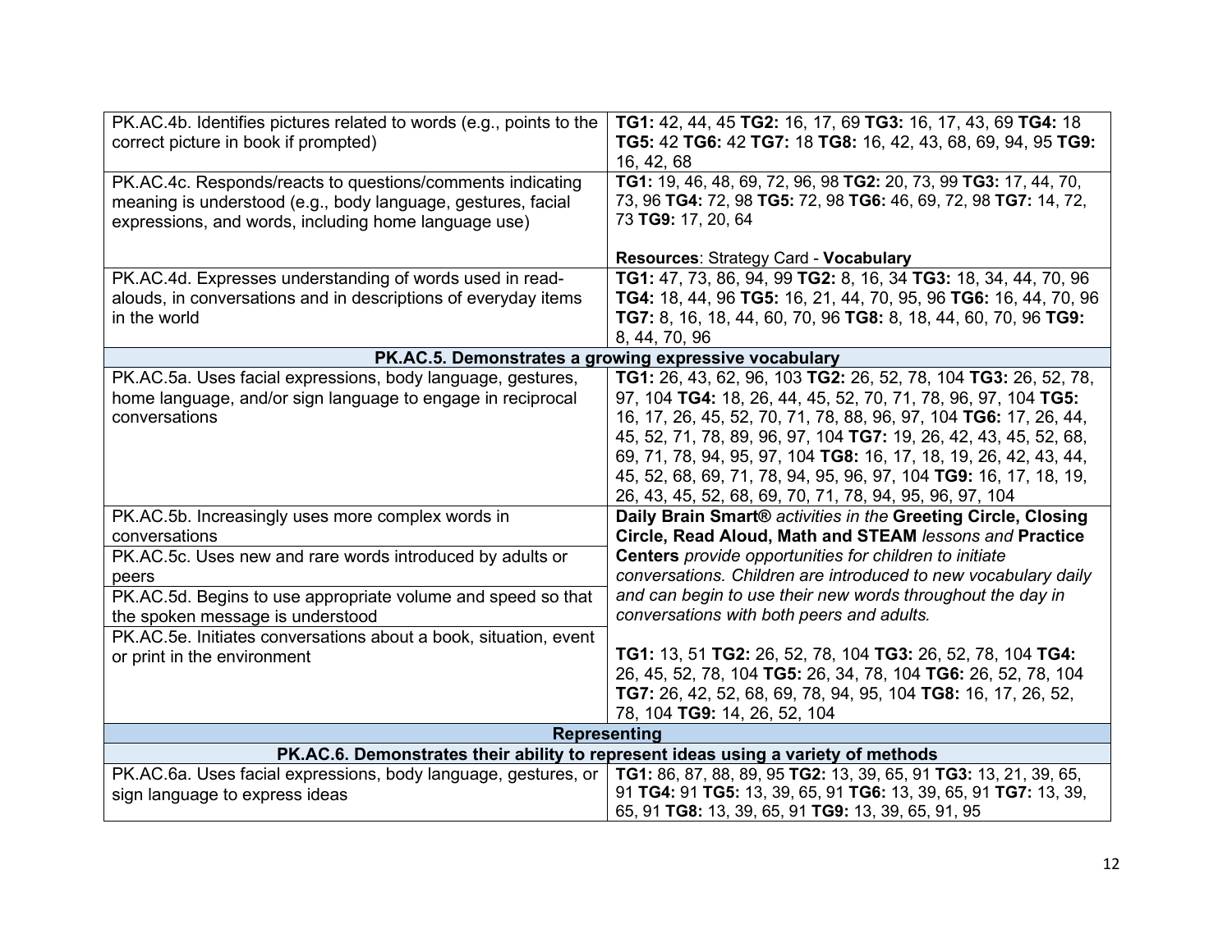| | |
|---|---|
| PK.AC.4b. Identifies pictures related to words (e.g., points to the correct picture in book if prompted) | **TG1:** 42, 44, 45 **TG2:** 16, 17, 69 **TG3:** 16, 17, 43, 69 **TG4:** 18 **TG5:** 42 **TG6:** 42 **TG7:** 18 **TG8:** 16, 42, 43, 68, 69, 94, 95 **TG9:** 16, 42, 68 |
| PK.AC.4c. Responds/reacts to questions/comments indicating meaning is understood (e.g., body language, gestures, facial expressions, and words, including home language use) | **TG1:** 19, 46, 48, 69, 72, 96, 98 **TG2:** 20, 73, 99 **TG3:** 17, 44, 70, 73, 96 **TG4:** 72, 98 **TG5:** 72, 98 **TG6:** 46, 69, 72, 98 **TG7:** 14, 72, 73 **TG9:** 17, 20, 64<br><br>**Resources**: Strategy Card - **Vocabulary** |
| PK.AC.4d. Expresses understanding of words used in read-alouds, in conversations and in descriptions of everyday items in the world | **TG1:** 47, 73, 86, 94, 99 **TG2:** 8, 16, 34 **TG3:** 18, 34, 44, 70, 96 **TG4:** 18, 44, 96 **TG5:** 16, 21, 44, 70, 95, 96 **TG6:** 16, 44, 70, 96 **TG7:** 8, 16, 18, 44, 60, 70, 96 **TG8:** 8, 18, 44, 60, 70, 96 **TG9:** 8, 44, 70, 96 |
| **PK.AC.5. Demonstrates a growing expressive vocabulary** | |
| PK.AC.5a. Uses facial expressions, body language, gestures, home language, and/or sign language to engage in reciprocal conversations | **TG1:** 26, 43, 62, 96, 103 **TG2:** 26, 52, 78, 104 **TG3:** 26, 52, 78, 97, 104 **TG4:** 18, 26, 44, 45, 52, 70, 71, 78, 96, 97, 104 **TG5:** 16, 17, 26, 45, 52, 70, 71, 78, 88, 96, 97, 104 **TG6:** 17, 26, 44, 45, 52, 71, 78, 89, 96, 97, 104 **TG7:** 19, 26, 42, 43, 45, 52, 68, 69, 71, 78, 94, 95, 97, 104 **TG8:** 16, 17, 18, 19, 26, 42, 43, 44, 45, 52, 68, 69, 71, 78, 94, 95, 96, 97, 104 **TG9:** 16, 17, 18, 19, 26, 43, 45, 52, 68, 69, 70, 71, 78, 94, 95, 96, 97, 104 |
| PK.AC.5b. Increasingly uses more complex words in conversations<br>PK.AC.5c. Uses new and rare words introduced by adults or peers<br>PK.AC.5d. Begins to use appropriate volume and speed so that the spoken message is understood<br>PK.AC.5e. Initiates conversations about a book, situation, event or print in the environment | **Daily Brain Smart®** *activities in the* **Greeting Circle, Closing Circle, Read Aloud, Math and STEAM** *lessons and* **Practice Centers** *provide opportunities for children to initiate conversations. Children are introduced to new vocabulary daily and can begin to use their new words throughout the day in conversations with both peers and adults.*<br><br>**TG1:** 13, 51 **TG2:** 26, 52, 78, 104 **TG3:** 26, 52, 78, 104 **TG4:** 26, 45, 52, 78, 104 **TG5:** 26, 34, 78, 104 **TG6:** 26, 52, 78, 104 **TG7:** 26, 42, 52, 68, 69, 78, 94, 95, 104 **TG8:** 16, 17, 26, 52, 78, 104 **TG9:** 14, 26, 52, 104 |
| **Representing** | |
| **PK.AC.6. Demonstrates their ability to represent ideas using a variety of methods** | |
| PK.AC.6a. Uses facial expressions, body language, gestures, or sign language to express ideas | **TG1:** 86, 87, 88, 89, 95 **TG2:** 13, 39, 65, 91 **TG3:** 13, 21, 39, 65, 91 **TG4:** 91 **TG5:** 13, 39, 65, 91 **TG6:** 13, 39, 65, 91 **TG7:** 13, 39, 65, 91 **TG8:** 13, 39, 65, 91 **TG9:** 13, 39, 65, 91, 95 |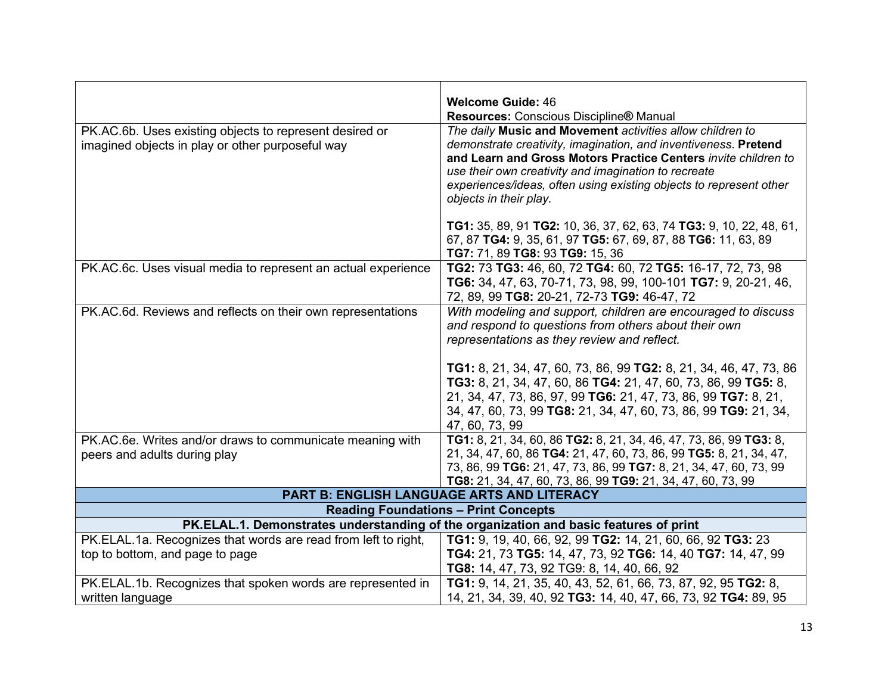| | |
|---|---|
| | **Welcome Guide:** 46<br>**Resources:** Conscious Discipline® Manual |
| PK.AC.6b. Uses existing objects to represent desired or imagined objects in play or other purposeful way | *The daily* **Music and Movement** *activities allow children to demonstrate creativity, imagination, and inventiveness.* **Pretend and Learn and Gross Motors Practice Centers** *invite children to use their own creativity and imagination to recreate experiences/ideas, often using existing objects to represent other objects in their play.*<br><br>**TG1:** 35, 89, 91 **TG2:** 10, 36, 37, 62, 63, 74 **TG3:** 9, 10, 22, 48, 61, 67, 87 **TG4:** 9, 35, 61, 97 **TG5:** 67, 69, 87, 88 **TG6:** 11, 63, 89 **TG7:** 71, 89 **TG8:** 93 **TG9:** 15, 36 |
| PK.AC.6c. Uses visual media to represent an actual experience | **TG2:** 73 **TG3:** 46, 60, 72 **TG4:** 60, 72 **TG5:** 16-17, 72, 73, 98 **TG6:** 34, 47, 63, 70-71, 73, 98, 99, 100-101 **TG7:** 9, 20-21, 46, 72, 89, 99 **TG8:** 20-21, 72-73 **TG9:** 46-47, 72 |
| PK.AC.6d. Reviews and reflects on their own representations | *With modeling and support, children are encouraged to discuss and respond to questions from others about their own representations as they review and reflect.*<br><br>**TG1:** 8, 21, 34, 47, 60, 73, 86, 99 **TG2:** 8, 21, 34, 46, 47, 73, 86 **TG3:** 8, 21, 34, 47, 60, 86 **TG4:** 21, 47, 60, 73, 86, 99 **TG5:** 8, 21, 34, 47, 73, 86, 97, 99 **TG6:** 21, 47, 73, 86, 99 **TG7:** 8, 21, 34, 47, 60, 73, 99 **TG8:** 21, 34, 47, 60, 73, 86, 99 **TG9:** 21, 34, 47, 60, 73, 99 |
| PK.AC.6e. Writes and/or draws to communicate meaning with peers and adults during play | **TG1:** 8, 21, 34, 60, 86 **TG2:** 8, 21, 34, 46, 47, 73, 86, 99 **TG3:** 8, 21, 34, 47, 60, 86 **TG4:** 21, 47, 60, 73, 86, 99 **TG5:** 8, 21, 34, 47, 73, 86, 99 **TG6:** 21, 47, 73, 86, 99 **TG7:** 8, 21, 34, 47, 60, 73, 99 **TG8:** 21, 34, 47, 60, 73, 86, 99 **TG9:** 21, 34, 47, 60, 73, 99 |
| **PART B: ENGLISH LANGUAGE ARTS AND LITERACY** | |
| **Reading Foundations – Print Concepts** | |
| **PK.ELAL.1. Demonstrates understanding of the organization and basic features of print** | |
| PK.ELAL.1a. Recognizes that words are read from left to right, top to bottom, and page to page | **TG1:** 9, 19, 40, 66, 92, 99 **TG2:** 14, 21, 60, 66, 92 **TG3:** 23 **TG4:** 21, 73 **TG5:** 14, 47, 73, 92 **TG6:** 14, 40 **TG7:** 14, 47, 99 **TG8:** 14, 47, 73, 92 TG9: 8, 14, 40, 66, 92 |
| PK.ELAL.1b. Recognizes that spoken words are represented in written language | **TG1:** 9, 14, 21, 35, 40, 43, 52, 61, 66, 73, 87, 92, 95 **TG2:** 8, 14, 21, 34, 39, 40, 92 **TG3:** 14, 40, 47, 66, 73, 92 **TG4:** 89, 95 |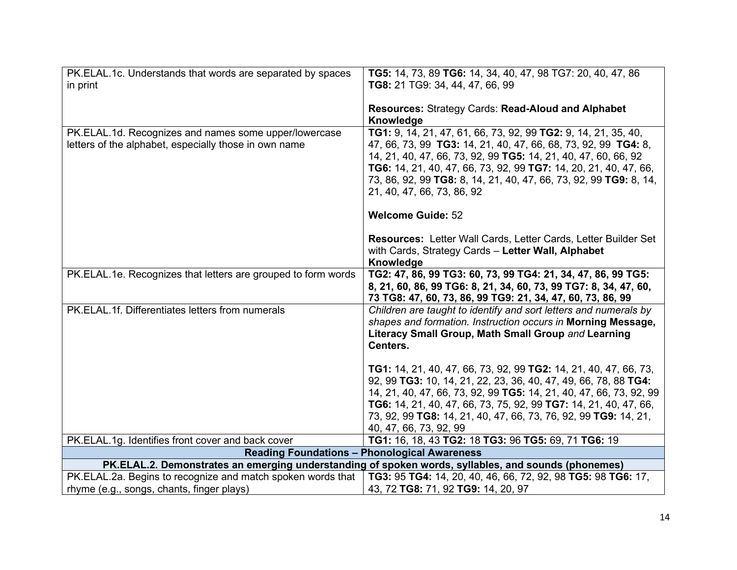| | |
|---|---|
| PK.ELAL.1c. Understands that words are separated by spaces in print | **TG5:** 14, 73, 89 **TG6:** 14, 34, 40, 47, 98 TG7: 20, 40, 47, 86 **TG8:** 21 TG9: 34, 44, 47, 66, 99<br><br>**Resources:** Strategy Cards: **Read-Aloud and Alphabet Knowledge** |
| PK.ELAL.1d. Recognizes and names some upper/lowercase letters of the alphabet, especially those in own name | **TG1:** 9, 14, 21, 47, 61, 66, 73, 92, 99 **TG2:** 9, 14, 21, 35, 40, 47, 66, 73, 99 **TG3:** 14, 21, 40, 47, 66, 68, 73, 92, 99 **TG4:** 8, 14, 21, 40, 47, 66, 73, 92, 99 **TG5:** 14, 21, 40, 47, 60, 66, 92 **TG6:** 14, 21, 40, 47, 66, 73, 92, 99 **TG7:** 14, 20, 21, 40, 47, 66, 73, 86, 92, 99 **TG8:** 8, 14, 21, 40, 47, 66, 73, 92, 99 **TG9:** 8, 14, 21, 40, 47, 66, 73, 86, 92<br><br>**Welcome Guide:** 52<br><br>**Resources:** Letter Wall Cards, Letter Cards, Letter Builder Set with Cards, Strategy Cards – **Letter Wall, Alphabet Knowledge** |
| PK.ELAL.1e. Recognizes that letters are grouped to form words | **TG2: 47, 86, 99 TG3: 60, 73, 99 TG4: 21, 34, 47, 86, 99 TG5: 8, 21, 60, 86, 99 TG6: 8, 21, 34, 60, 73, 99 TG7: 8, 34, 47, 60, 73 TG8: 47, 60, 73, 86, 99 TG9: 21, 34, 47, 60, 73, 86, 99** |
| PK.ELAL.1f. Differentiates letters from numerals | *Children are taught to identify and sort letters and numerals by shapes and formation. Instruction occurs in* **Morning Message, Literacy Small Group, Math Small Group** *and* **Learning Centers.**<br><br>**TG1:** 14, 21, 40, 47, 66, 73, 92, 99 **TG2:** 14, 21, 40, 47, 66, 73, 92, 99 **TG3:** 10, 14, 21, 22, 23, 36, 40, 47, 49, 66, 78, 88 **TG4:** 14, 21, 40, 47, 66, 73, 92, 99 **TG5:** 14, 21, 40, 47, 66, 73, 92, 99 **TG6:** 14, 21, 40, 47, 66, 73, 75, 92, 99 **TG7:** 14, 21, 40, 47, 66, 73, 92, 99 **TG8:** 14, 21, 40, 47, 66, 73, 76, 92, 99 **TG9:** 14, 21, 40, 47, 66, 73, 92, 99 |
| PK.ELAL.1g. Identifies front cover and back cover | **TG1:** 16, 18, 43 **TG2:** 18 **TG3:** 96 **TG5:** 69, 71 **TG6:** 19 |
| **Reading Foundations – Phonological Awareness** | |
| **PK.ELAL.2. Demonstrates an emerging understanding of spoken words, syllables, and sounds (phonemes)** | |
| PK.ELAL.2a. Begins to recognize and match spoken words that rhyme (e.g., songs, chants, finger plays) | **TG3:** 95 **TG4:** 14, 20, 40, 46, 66, 72, 92, 98 **TG5:** 98 **TG6:** 17, 43, 72 **TG8:** 71, 92 **TG9:** 14, 20, 97 |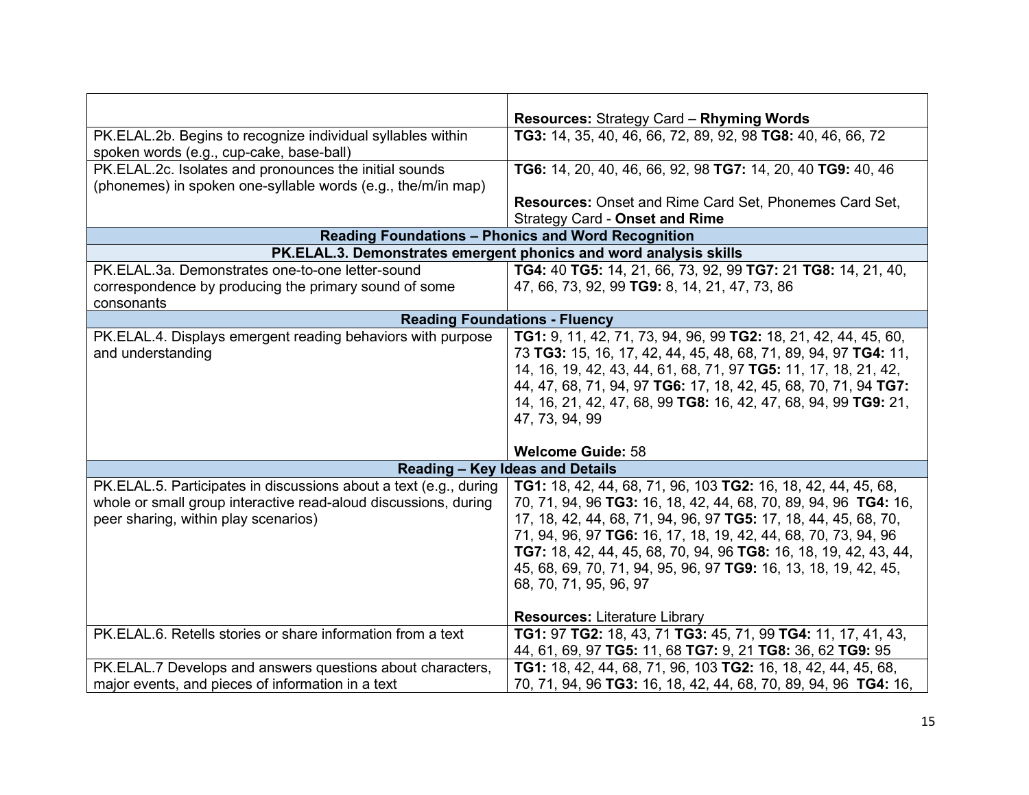| | |
|---|---|
| | **Resources:** Strategy Card – **Rhyming Words** |
| PK.ELAL.2b. Begins to recognize individual syllables within spoken words (e.g., cup-cake, base-ball) | **TG3:** 14, 35, 40, 46, 66, 72, 89, 92, 98 **TG8:** 40, 46, 66, 72 |
| PK.ELAL.2c. Isolates and pronounces the initial sounds (phonemes) in spoken one-syllable words (e.g., the/m/in map) | **TG6:** 14, 20, 40, 46, 66, 92, 98 **TG7:** 14, 20, 40 **TG9:** 40, 46<br><br>**Resources:** Onset and Rime Card Set, Phonemes Card Set, Strategy Card - **Onset and Rime** |
| **Reading Foundations – Phonics and Word Recognition** | |
| **PK.ELAL.3. Demonstrates emergent phonics and word analysis skills** | |
| PK.ELAL.3a. Demonstrates one-to-one letter-sound correspondence by producing the primary sound of some consonants | **TG4:** 40 **TG5:** 14, 21, 66, 73, 92, 99 **TG7:** 21 **TG8:** 14, 21, 40, 47, 66, 73, 92, 99 **TG9:** 8, 14, 21, 47, 73, 86 |
| **Reading Foundations - Fluency** | |
| PK.ELAL.4. Displays emergent reading behaviors with purpose and understanding | **TG1:** 9, 11, 42, 71, 73, 94, 96, 99 **TG2:** 18, 21, 42, 44, 45, 60, 73 **TG3:** 15, 16, 17, 42, 44, 45, 48, 68, 71, 89, 94, 97 **TG4:** 11, 14, 16, 19, 42, 43, 44, 61, 68, 71, 97 **TG5:** 11, 17, 18, 21, 42, 44, 47, 68, 71, 94, 97 **TG6:** 17, 18, 42, 45, 68, 70, 71, 94 **TG7:** 14, 16, 21, 42, 47, 68, 99 **TG8:** 16, 42, 47, 68, 94, 99 **TG9:** 21, 47, 73, 94, 99<br><br>**Welcome Guide:** 58 |
| **Reading – Key Ideas and Details** | |
| PK.ELAL.5. Participates in discussions about a text (e.g., during whole or small group interactive read-aloud discussions, during peer sharing, within play scenarios) | **TG1:** 18, 42, 44, 68, 71, 96, 103 **TG2:** 16, 18, 42, 44, 45, 68, 70, 71, 94, 96 **TG3:** 16, 18, 42, 44, 68, 70, 89, 94, 96 **TG4:** 16, 17, 18, 42, 44, 68, 71, 94, 96, 97 **TG5:** 17, 18, 44, 45, 68, 70, 71, 94, 96, 97 **TG6:** 16, 17, 18, 19, 42, 44, 68, 70, 73, 94, 96 **TG7:** 18, 42, 44, 45, 68, 70, 94, 96 **TG8:** 16, 18, 19, 42, 43, 44, 45, 68, 69, 70, 71, 94, 95, 96, 97 **TG9:** 16, 13, 18, 19, 42, 45, 68, 70, 71, 95, 96, 97<br><br>**Resources:** Literature Library |
| PK.ELAL.6. Retells stories or share information from a text | **TG1:** 97 **TG2:** 18, 43, 71 **TG3:** 45, 71, 99 **TG4:** 11, 17, 41, 43, 44, 61, 69, 97 **TG5:** 11, 68 **TG7:** 9, 21 **TG8:** 36, 62 **TG9:** 95 |
| PK.ELAL.7 Develops and answers questions about characters, major events, and pieces of information in a text | **TG1:** 18, 42, 44, 68, 71, 96, 103 **TG2:** 16, 18, 42, 44, 45, 68, 70, 71, 94, 96 **TG3:** 16, 18, 42, 44, 68, 70, 89, 94, 96 **TG4:** 16, |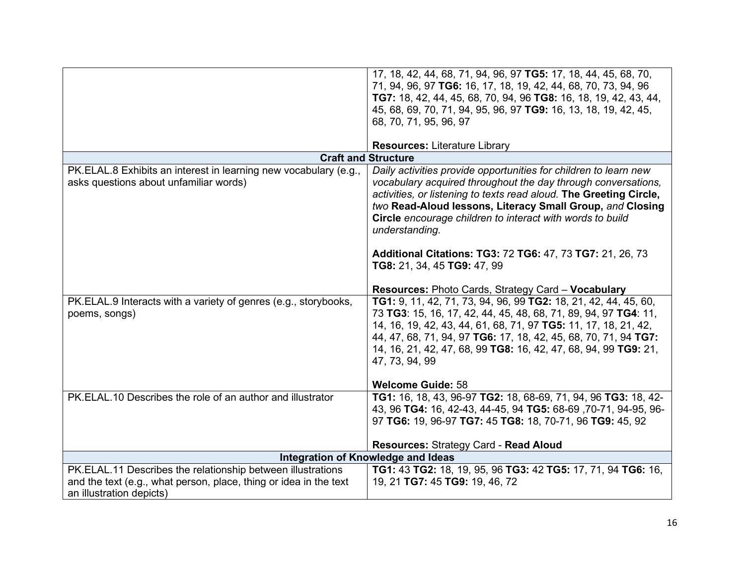| | |
|---|---|
| | 17, 18, 42, 44, 68, 71, 94, 96, 97 **TG5:** 17, 18, 44, 45, 68, 70, 71, 94, 96, 97 **TG6:** 16, 17, 18, 19, 42, 44, 68, 70, 73, 94, 96 **TG7:** 18, 42, 44, 45, 68, 70, 94, 96 **TG8:** 16, 18, 19, 42, 43, 44, 45, 68, 69, 70, 71, 94, 95, 96, 97 **TG9:** 16, 13, 18, 19, 42, 45, 68, 70, 71, 95, 96, 97<br><br>**Resources:** Literature Library |
| **Craft and Structure** | |
| PK.ELAL.8 Exhibits an interest in learning new vocabulary (e.g., asks questions about unfamiliar words) | *Daily activities provide opportunities for children to learn new vocabulary acquired throughout the day through conversations, activities, or listening to texts read aloud.* **The Greeting Circle,** *two* **Read-Aloud lessons, Literacy Small Group,** *and* **Closing Circle** *encourage children to interact with words to build understanding.*<br><br>**Additional Citations: TG3:** 72 **TG6:** 47, 73 **TG7:** 21, 26, 73 **TG8:** 21, 34, 45 **TG9:** 47, 99<br><br>**Resources:** Photo Cards, Strategy Card – **Vocabulary** |
| PK.ELAL.9 Interacts with a variety of genres (e.g., storybooks, poems, songs) | **TG1:** 9, 11, 42, 71, 73, 94, 96, 99 **TG2:** 18, 21, 42, 44, 45, 60, 73 **TG3**: 15, 16, 17, 42, 44, 45, 48, 68, 71, 89, 94, 97 **TG4**: 11, 14, 16, 19, 42, 43, 44, 61, 68, 71, 97 **TG5:** 11, 17, 18, 21, 42, 44, 47, 68, 71, 94, 97 **TG6:** 17, 18, 42, 45, 68, 70, 71, 94 **TG7:** 14, 16, 21, 42, 47, 68, 99 **TG8:** 16, 42, 47, 68, 94, 99 **TG9:** 21, 47, 73, 94, 99<br><br>**Welcome Guide:** 58 |
| PK.ELAL.10 Describes the role of an author and illustrator | **TG1:** 16, 18, 43, 96-97 **TG2:** 18, 68-69, 71, 94, 96 **TG3:** 18, 42-43, 96 **TG4:** 16, 42-43, 44-45, 94 **TG5:** 68-69 ,70-71, 94-95, 96-97 **TG6:** 19, 96-97 **TG7:** 45 **TG8:** 18, 70-71, 96 **TG9:** 45, 92<br><br>**Resources:** Strategy Card - **Read Aloud** |
| **Integration of Knowledge and Ideas** | |
| PK.ELAL.11 Describes the relationship between illustrations and the text (e.g., what person, place, thing or idea in the text an illustration depicts) | **TG1:** 43 **TG2:** 18, 19, 95, 96 **TG3:** 42 **TG5:** 17, 71, 94 **TG6:** 16, 19, 21 **TG7:** 45 **TG9:** 19, 46, 72 |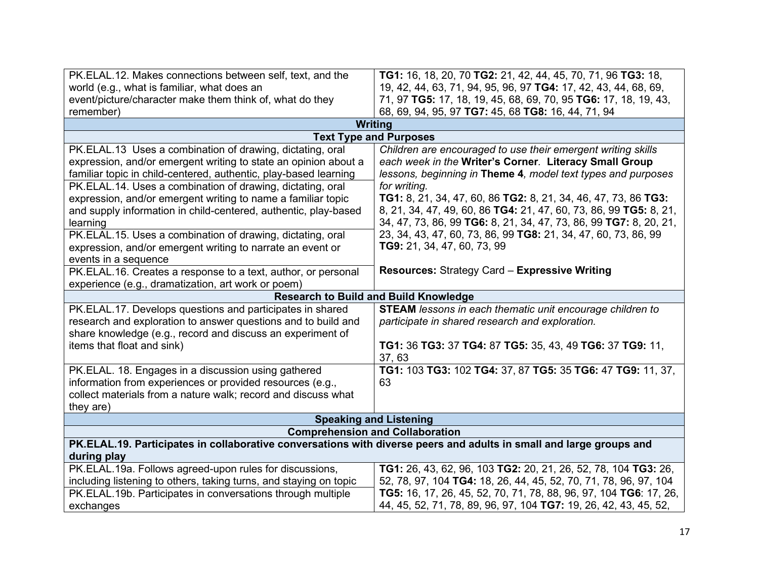| | |
|---|---|
| PK.ELAL.12. Makes connections between self, text, and the world (e.g., what is familiar, what does an event/picture/character make them think of, what do they remember) | **TG1:** 16, 18, 20, 70 **TG2:** 21, 42, 44, 45, 70, 71, 96 **TG3:** 18, 19, 42, 44, 63, 71, 94, 95, 96, 97 **TG4:** 17, 42, 43, 44, 68, 69, 71, 97 **TG5:** 17, 18, 19, 45, 68, 69, 70, 95 **TG6:** 17, 18, 19, 43, 68, 69, 94, 95, 97 **TG7:** 45, 68 **TG8:** 16, 44, 71, 94 |
| **Writing** | |
| **Text Type and Purposes** | |
| PK.ELAL.13 Uses a combination of drawing, dictating, oral expression, and/or emergent writing to state an opinion about a familiar topic in child-centered, authentic, play-based learning | *Children are encouraged to use their emergent writing skills each week in the* **Writer's Corner**. **Literacy Small Group** *lessons, beginning in* **Theme 4***, model text types and purposes for writing.* **TG1:** 8, 21, 34, 47, 60, 86 **TG2:** 8, 21, 34, 46, 47, 73, 86 **TG3:** 8, 21, 34, 47, 49, 60, 86 **TG4:** 21, 47, 60, 73, 86, 99 **TG5:** 8, 21, 34, 47, 73, 86, 99 **TG6:** 8, 21, 34, 47, 73, 86, 99 **TG7:** 8, 20, 21, 23, 34, 43, 47, 60, 73, 86, 99 **TG8:** 21, 34, 47, 60, 73, 86, 99 **TG9:** 21, 34, 47, 60, 73, 99 **Resources:** Strategy Card – **Expressive Writing** |
| PK.ELAL.14. Uses a combination of drawing, dictating, oral expression, and/or emergent writing to name a familiar topic and supply information in child-centered, authentic, play-based learning | |
| PK.ELAL.15. Uses a combination of drawing, dictating, oral expression, and/or emergent writing to narrate an event or events in a sequence | |
| PK.ELAL.16. Creates a response to a text, author, or personal experience (e.g., dramatization, art work or poem) | |
| **Research to Build and Build Knowledge** | |
| PK.ELAL.17. Develops questions and participates in shared research and exploration to answer questions and to build and share knowledge (e.g., record and discuss an experiment of items that float and sink) | **STEAM** *lessons in each thematic unit encourage children to participate in shared research and exploration.* **TG1:** 36 **TG3:** 37 **TG4:** 87 **TG5:** 35, 43, 49 **TG6:** 37 **TG9:** 11, 37, 63 |
| PK.ELAL. 18. Engages in a discussion using gathered information from experiences or provided resources (e.g., collect materials from a nature walk; record and discuss what they are) | **TG1:** 103 **TG3:** 102 **TG4:** 37, 87 **TG5:** 35 **TG6:** 47 **TG9:** 11, 37, 63 |
| **Speaking and Listening** | |
| **Comprehension and Collaboration** | |
| **PK.ELAL.19. Participates in collaborative conversations with diverse peers and adults in small and large groups and during play** | |
| PK.ELAL.19a. Follows agreed-upon rules for discussions, including listening to others, taking turns, and staying on topic | **TG1:** 26, 43, 62, 96, 103 **TG2:** 20, 21, 26, 52, 78, 104 **TG3:** 26, 52, 78, 97, 104 **TG4:** 18, 26, 44, 45, 52, 70, 71, 78, 96, 97, 104 **TG5:** 16, 17, 26, 45, 52, 70, 71, 78, 88, 96, 97, 104 **TG6**: 17, 26, 44, 45, 52, 71, 78, 89, 96, 97, 104 **TG7:** 19, 26, 42, 43, 45, 52, |
| PK.ELAL.19b. Participates in conversations through multiple exchanges | |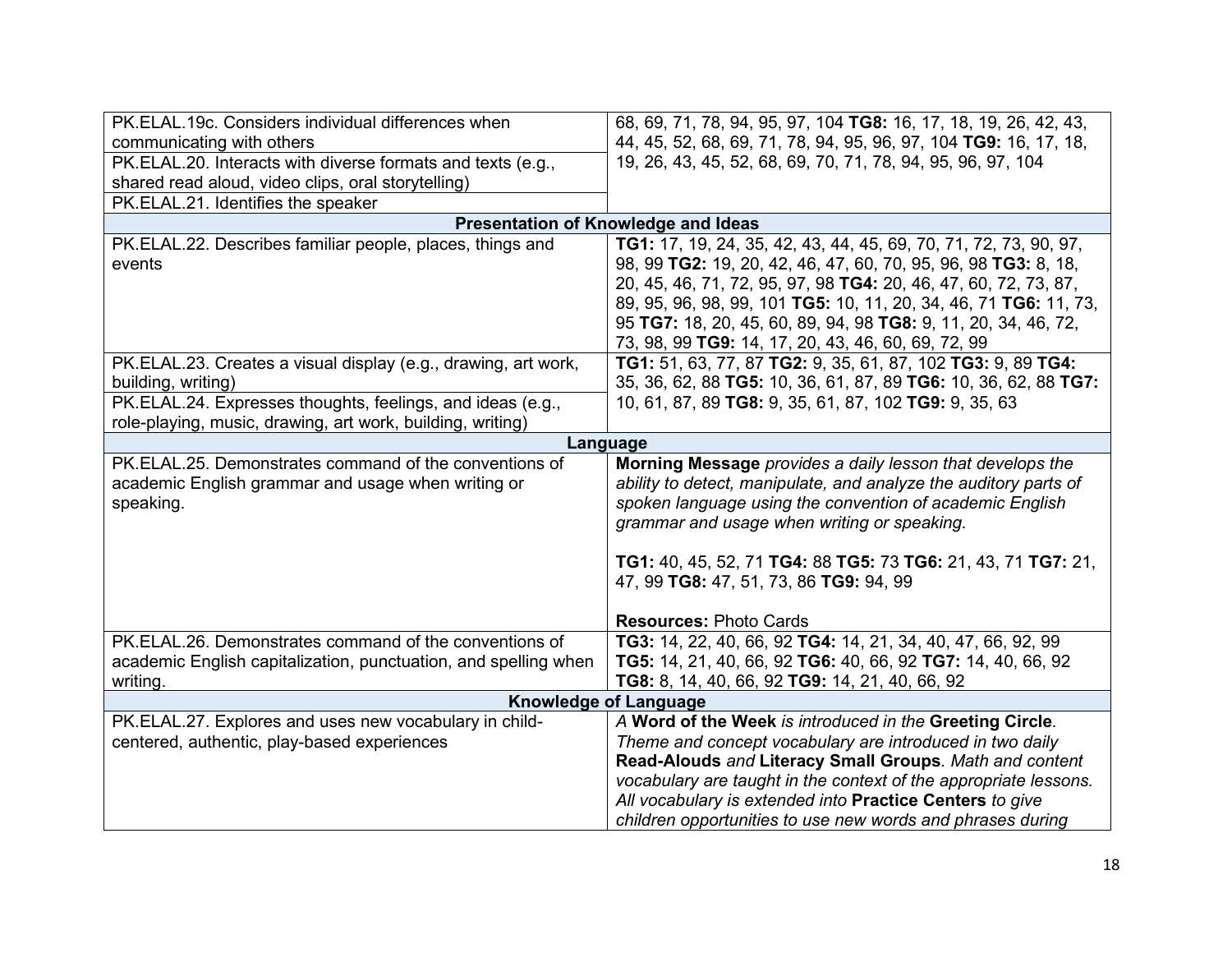| | |
|---|---|
| PK.ELAL.19c. Considers individual differences when communicating with others<br>PK.ELAL.20. Interacts with diverse formats and texts (e.g., shared read aloud, video clips, oral storytelling)<br>PK.ELAL.21. Identifies the speaker | 68, 69, 71, 78, 94, 95, 97, 104 **TG8:** 16, 17, 18, 19, 26, 42, 43, 44, 45, 52, 68, 69, 71, 78, 94, 95, 96, 97, 104 **TG9:** 16, 17, 18, 19, 26, 43, 45, 52, 68, 69, 70, 71, 78, 94, 95, 96, 97, 104 |
| **Presentation of Knowledge and Ideas** | |
| PK.ELAL.22. Describes familiar people, places, things and events | **TG1:** 17, 19, 24, 35, 42, 43, 44, 45, 69, 70, 71, 72, 73, 90, 97, 98, 99 **TG2:** 19, 20, 42, 46, 47, 60, 70, 95, 96, 98 **TG3:** 8, 18, 20, 45, 46, 71, 72, 95, 97, 98 **TG4:** 20, 46, 47, 60, 72, 73, 87, 89, 95, 96, 98, 99, 101 **TG5:** 10, 11, 20, 34, 46, 71 **TG6:** 11, 73, 95 **TG7:** 18, 20, 45, 60, 89, 94, 98 **TG8:** 9, 11, 20, 34, 46, 72, 73, 98, 99 **TG9:** 14, 17, 20, 43, 46, 60, 69, 72, 99 |
| PK.ELAL.23. Creates a visual display (e.g., drawing, art work, building, writing)<br>PK.ELAL.24. Expresses thoughts, feelings, and ideas (e.g., role-playing, music, drawing, art work, building, writing) | **TG1:** 51, 63, 77, 87 **TG2:** 9, 35, 61, 87, 102 **TG3:** 9, 89 **TG4:** 35, 36, 62, 88 **TG5:** 10, 36, 61, 87, 89 **TG6:** 10, 36, 62, 88 **TG7:** 10, 61, 87, 89 **TG8:** 9, 35, 61, 87, 102 **TG9:** 9, 35, 63 |
| **Language** | |
| PK.ELAL.25. Demonstrates command of the conventions of academic English grammar and usage when writing or speaking. | **Morning Message** *provides a daily lesson that develops the ability to detect, manipulate, and analyze the auditory parts of spoken language using the convention of academic English grammar and usage when writing or speaking.*<br><br>**TG1:** 40, 45, 52, 71 **TG4:** 88 **TG5:** 73 **TG6:** 21, 43, 71 **TG7:** 21, 47, 99 **TG8:** 47, 51, 73, 86 **TG9:** 94, 99<br><br>**Resources:** Photo Cards |
| PK.ELAL.26. Demonstrates command of the conventions of academic English capitalization, punctuation, and spelling when writing. | **TG3:** 14, 22, 40, 66, 92 **TG4:** 14, 21, 34, 40, 47, 66, 92, 99 **TG5:** 14, 21, 40, 66, 92 **TG6:** 40, 66, 92 **TG7:** 14, 40, 66, 92 **TG8:** 8, 14, 40, 66, 92 **TG9:** 14, 21, 40, 66, 92 |
| **Knowledge of Language** | |
| PK.ELAL.27. Explores and uses new vocabulary in child-centered, authentic, play-based experiences | *A* **Word of the Week** *is introduced in the* **Greeting Circle***. Theme and concept vocabulary are introduced in two daily* **Read-Alouds** *and* **Literacy Small Groups***. Math and content vocabulary are taught in the context of the appropriate lessons. All vocabulary is extended into* **Practice Centers** *to give children opportunities to use new words and phrases during* |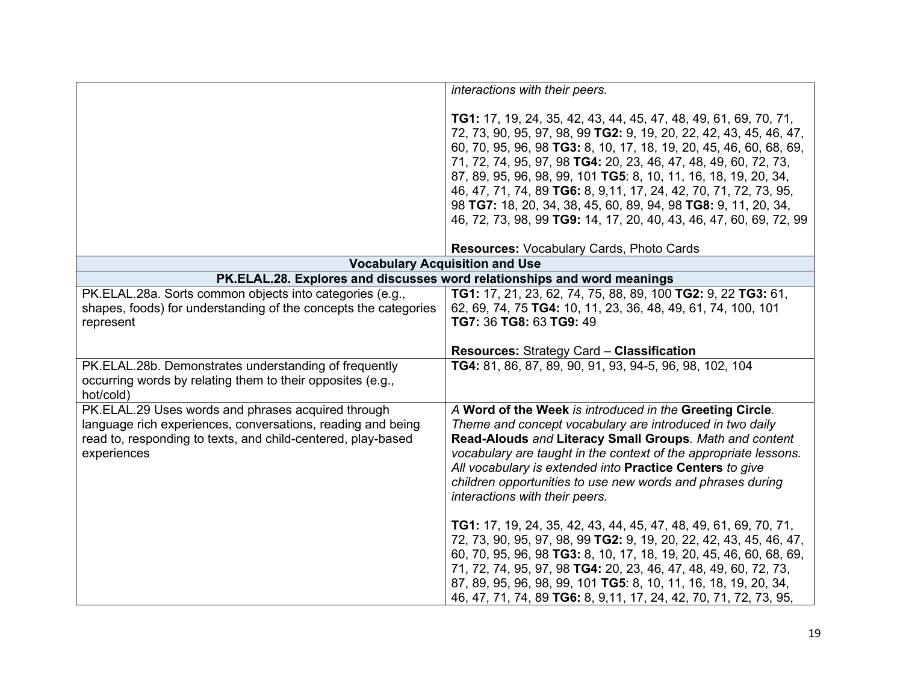| | |
|---|---|
| | *interactions with their peers.*<br><br>**TG1:** 17, 19, 24, 35, 42, 43, 44, 45, 47, 48, 49, 61, 69, 70, 71, 72, 73, 90, 95, 97, 98, 99 **TG2:** 9, 19, 20, 22, 42, 43, 45, 46, 47, 60, 70, 95, 96, 98 **TG3:** 8, 10, 17, 18, 19, 20, 45, 46, 60, 68, 69, 71, 72, 74, 95, 97, 98 **TG4:** 20, 23, 46, 47, 48, 49, 60, 72, 73, 87, 89, 95, 96, 98, 99, 101 **TG5**: 8, 10, 11, 16, 18, 19, 20, 34, 46, 47, 71, 74, 89 **TG6:** 8, 9,11, 17, 24, 42, 70, 71, 72, 73, 95, 98 **TG7:** 18, 20, 34, 38, 45, 60, 89, 94, 98 **TG8:** 9, 11, 20, 34, 46, 72, 73, 98, 99 **TG9:** 14, 17, 20, 40, 43, 46, 47, 60, 69, 72, 99<br><br>**Resources:** Vocabulary Cards, Photo Cards |
| **Vocabulary Acquisition and Use** | |
| **PK.ELAL.28. Explores and discusses word relationships and word meanings** | |
| PK.ELAL.28a. Sorts common objects into categories (e.g., shapes, foods) for understanding of the concepts the categories represent | **TG1:** 17, 21, 23, 62, 74, 75, 88, 89, 100 **TG2:** 9, 22 **TG3:** 61, 62, 69, 74, 75 **TG4:** 10, 11, 23, 36, 48, 49, 61, 74, 100, 101 **TG7:** 36 **TG8:** 63 **TG9:** 49<br><br>**Resources:** Strategy Card – **Classification** |
| PK.ELAL.28b. Demonstrates understanding of frequently occurring words by relating them to their opposites (e.g., hot/cold) | **TG4:** 81, 86, 87, 89, 90, 91, 93, 94-5, 96, 98, 102, 104 |
| PK.ELAL.29 Uses words and phrases acquired through language rich experiences, conversations, reading and being read to, responding to texts, and child-centered, play-based experiences | *A* **Word of the Week** *is introduced in the* **Greeting Circle***. Theme and concept vocabulary are introduced in two daily* **Read-Alouds** *and* **Literacy Small Groups***. Math and content vocabulary are taught in the context of the appropriate lessons. All vocabulary is extended into* **Practice Centers** *to give children opportunities to use new words and phrases during interactions with their peers.*<br><br>**TG1:** 17, 19, 24, 35, 42, 43, 44, 45, 47, 48, 49, 61, 69, 70, 71, 72, 73, 90, 95, 97, 98, 99 **TG2:** 9, 19, 20, 22, 42, 43, 45, 46, 47, 60, 70, 95, 96, 98 **TG3:** 8, 10, 17, 18, 19, 20, 45, 46, 60, 68, 69, 71, 72, 74, 95, 97, 98 **TG4:** 20, 23, 46, 47, 48, 49, 60, 72, 73, 87, 89, 95, 96, 98, 99, 101 **TG5**: 8, 10, 11, 16, 18, 19, 20, 34, 46, 47, 71, 74, 89 **TG6:** 8, 9,11, 17, 24, 42, 70, 71, 72, 73, 95, |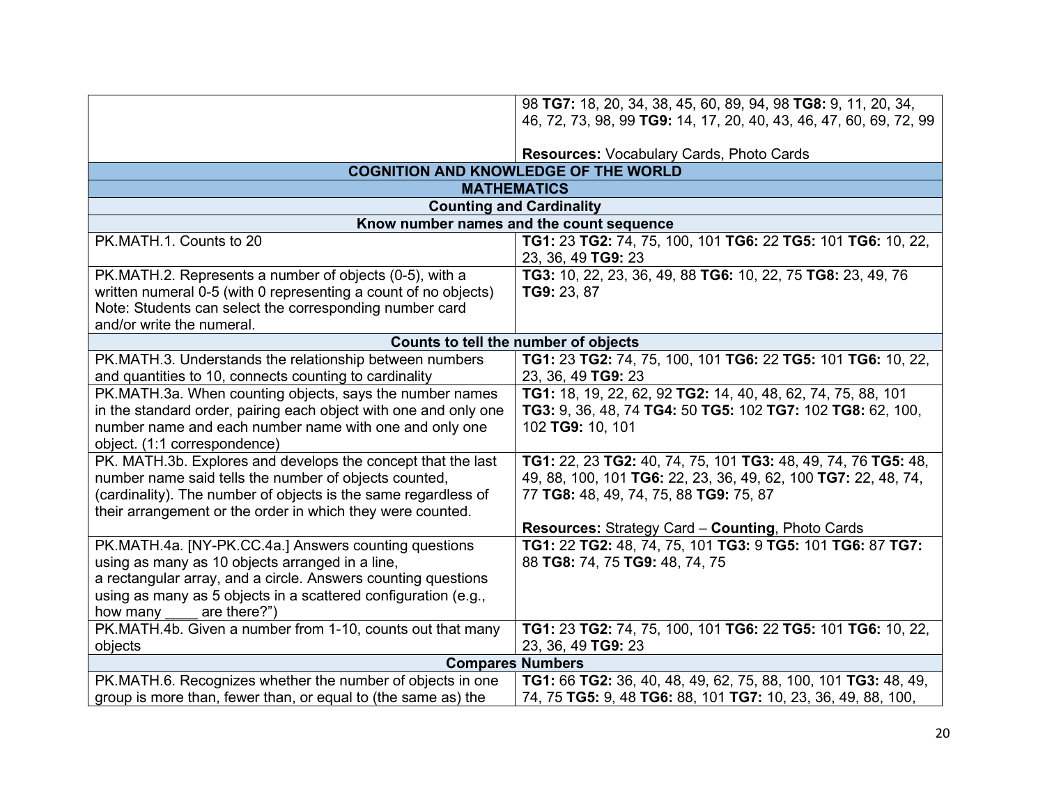| | |
|---|---|
| | 98 **TG7:** 18, 20, 34, 38, 45, 60, 89, 94, 98 **TG8:** 9, 11, 20, 34, 46, 72, 73, 98, 99 **TG9:** 14, 17, 20, 40, 43, 46, 47, 60, 69, 72, 99<br><br>**Resources:** Vocabulary Cards, Photo Cards |
| **COGNITION AND KNOWLEDGE OF THE WORLD** | |
| **MATHEMATICS** | |
| **Counting and Cardinality** | |
| **Know number names and the count sequence** | |
| PK.MATH.1. Counts to 20 | **TG1:** 23 **TG2:** 74, 75, 100, 101 **TG6:** 22 **TG5:** 101 **TG6:** 10, 22, 23, 36, 49 **TG9:** 23 |
| PK.MATH.2. Represents a number of objects (0-5), with a written numeral 0-5 (with 0 representing a count of no objects) Note: Students can select the corresponding number card and/or write the numeral. | **TG3:** 10, 22, 23, 36, 49, 88 **TG6:** 10, 22, 75 **TG8:** 23, 49, 76 **TG9:** 23, 87 |
| **Counts to tell the number of objects** | |
| PK.MATH.3. Understands the relationship between numbers and quantities to 10, connects counting to cardinality | **TG1:** 23 **TG2:** 74, 75, 100, 101 **TG6:** 22 **TG5:** 101 **TG6:** 10, 22, 23, 36, 49 **TG9:** 23 |
| PK.MATH.3a. When counting objects, says the number names in the standard order, pairing each object with one and only one number name and each number name with one and only one object. (1:1 correspondence) | **TG1:** 18, 19, 22, 62, 92 **TG2:** 14, 40, 48, 62, 74, 75, 88, 101 **TG3:** 9, 36, 48, 74 **TG4:** 50 **TG5:** 102 **TG7:** 102 **TG8:** 62, 100, 102 **TG9:** 10, 101 |
| PK. MATH.3b. Explores and develops the concept that the last number name said tells the number of objects counted, (cardinality). The number of objects is the same regardless of their arrangement or the order in which they were counted. | **TG1:** 22, 23 **TG2:** 40, 74, 75, 101 **TG3:** 48, 49, 74, 76 **TG5:** 48, 49, 88, 100, 101 **TG6:** 22, 23, 36, 49, 62, 100 **TG7:** 22, 48, 74, 77 **TG8:** 48, 49, 74, 75, 88 **TG9:** 75, 87<br><br>**Resources:** Strategy Card – **Counting**, Photo Cards |
| PK.MATH.4a. [NY-PK.CC.4a.] Answers counting questions using as many as 10 objects arranged in a line, a rectangular array, and a circle. Answers counting questions using as many as 5 objects in a scattered configuration (e.g., how many ____ are there?") | **TG1:** 22 **TG2:** 48, 74, 75, 101 **TG3:** 9 **TG5:** 101 **TG6:** 87 **TG7:** 88 **TG8:** 74, 75 **TG9:** 48, 74, 75 |
| PK.MATH.4b. Given a number from 1-10, counts out that many objects | **TG1:** 23 **TG2:** 74, 75, 100, 101 **TG6:** 22 **TG5:** 101 **TG6:** 10, 22, 23, 36, 49 **TG9:** 23 |
| **Compares Numbers** | |
| PK.MATH.6. Recognizes whether the number of objects in one group is more than, fewer than, or equal to (the same as) the | **TG1:** 66 **TG2:** 36, 40, 48, 49, 62, 75, 88, 100, 101 **TG3:** 48, 49, 74, 75 **TG5:** 9, 48 **TG6:** 88, 101 **TG7:** 10, 23, 36, 49, 88, 100, |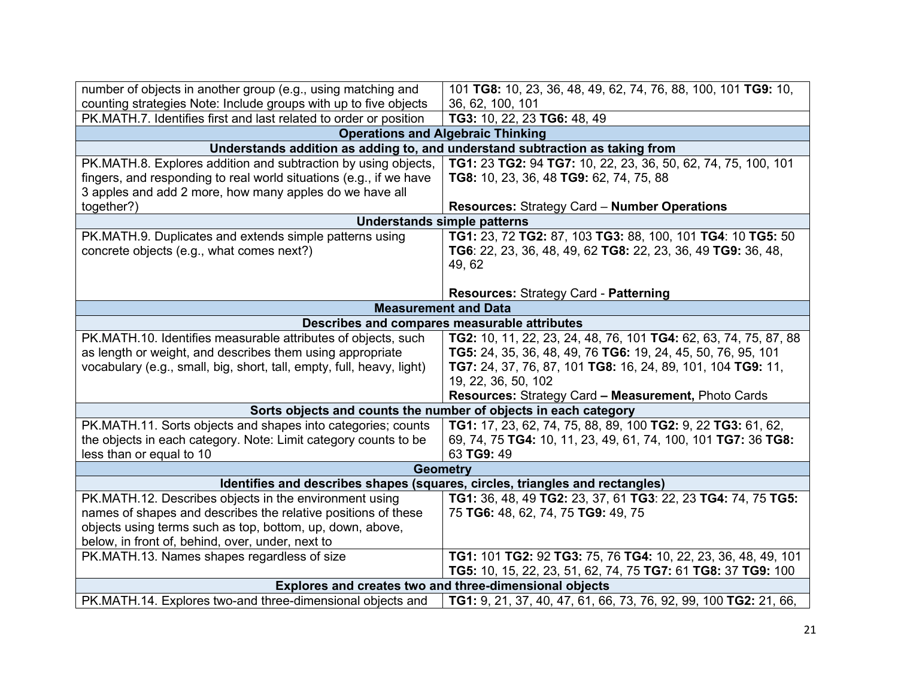| | |
|---|---|
| number of objects in another group (e.g., using matching and counting strategies Note: Include groups with up to five objects | 101 **TG8:** 10, 23, 36, 48, 49, 62, 74, 76, 88, 100, 101 **TG9:** 10, 36, 62, 100, 101 |
| PK.MATH.7. Identifies first and last related to order or position | **TG3:** 10, 22, 23 **TG6:** 48, 49 |
| **Operations and Algebraic Thinking** | |
| **Understands addition as adding to, and understand subtraction as taking from** | |
| PK.MATH.8. Explores addition and subtraction by using objects, fingers, and responding to real world situations (e.g., if we have 3 apples and add 2 more, how many apples do we have all together?) | **TG1:** 23 **TG2:** 94 **TG7:** 10, 22, 23, 36, 50, 62, 74, 75, 100, 101 **TG8:** 10, 23, 36, 48 **TG9:** 62, 74, 75, 88<br><br>**Resources:** Strategy Card – **Number Operations** |
| **Understands simple patterns** | |
| PK.MATH.9. Duplicates and extends simple patterns using concrete objects (e.g., what comes next?) | **TG1:** 23, 72 **TG2:** 87, 103 **TG3:** 88, 100, 101 **TG4**: 10 **TG5:** 50 **TG6**: 22, 23, 36, 48, 49, 62 **TG8:** 22, 23, 36, 49 **TG9:** 36, 48, 49, 62<br><br>**Resources:** Strategy Card - **Patterning** |
| **Measurement and Data** | |
| **Describes and compares measurable attributes** | |
| PK.MATH.10. Identifies measurable attributes of objects, such as length or weight, and describes them using appropriate vocabulary (e.g., small, big, short, tall, empty, full, heavy, light) | **TG2:** 10, 11, 22, 23, 24, 48, 76, 101 **TG4:** 62, 63, 74, 75, 87, 88 **TG5:** 24, 35, 36, 48, 49, 76 **TG6:** 19, 24, 45, 50, 76, 95, 101 **TG7:** 24, 37, 76, 87, 101 **TG8:** 16, 24, 89, 101, 104 **TG9:** 11, 19, 22, 36, 50, 102<br>**Resources:** Strategy Card **– Measurement,** Photo Cards |
| **Sorts objects and counts the number of objects in each category** | |
| PK.MATH.11. Sorts objects and shapes into categories; counts the objects in each category. Note: Limit category counts to be less than or equal to 10 | **TG1:** 17, 23, 62, 74, 75, 88, 89, 100 **TG2:** 9, 22 **TG3:** 61, 62, 69, 74, 75 **TG4:** 10, 11, 23, 49, 61, 74, 100, 101 **TG7:** 36 **TG8:** 63 **TG9:** 49 |
| **Geometry** | |
| **Identifies and describes shapes (squares, circles, triangles and rectangles)** | |
| PK.MATH.12. Describes objects in the environment using names of shapes and describes the relative positions of these objects using terms such as top, bottom, up, down, above, below, in front of, behind, over, under, next to | **TG1:** 36, 48, 49 **TG2:** 23, 37, 61 **TG3**: 22, 23 **TG4:** 74, 75 **TG5:** 75 **TG6:** 48, 62, 74, 75 **TG9:** 49, 75 |
| PK.MATH.13. Names shapes regardless of size | **TG1:** 101 **TG2:** 92 **TG3:** 75, 76 **TG4:** 10, 22, 23, 36, 48, 49, 101 **TG5:** 10, 15, 22, 23, 51, 62, 74, 75 **TG7:** 61 **TG8:** 37 **TG9:** 100 |
| **Explores and creates two and three-dimensional objects** | |
| PK.MATH.14. Explores two-and three-dimensional objects and | **TG1:** 9, 21, 37, 40, 47, 61, 66, 73, 76, 92, 99, 100 **TG2:** 21, 66, |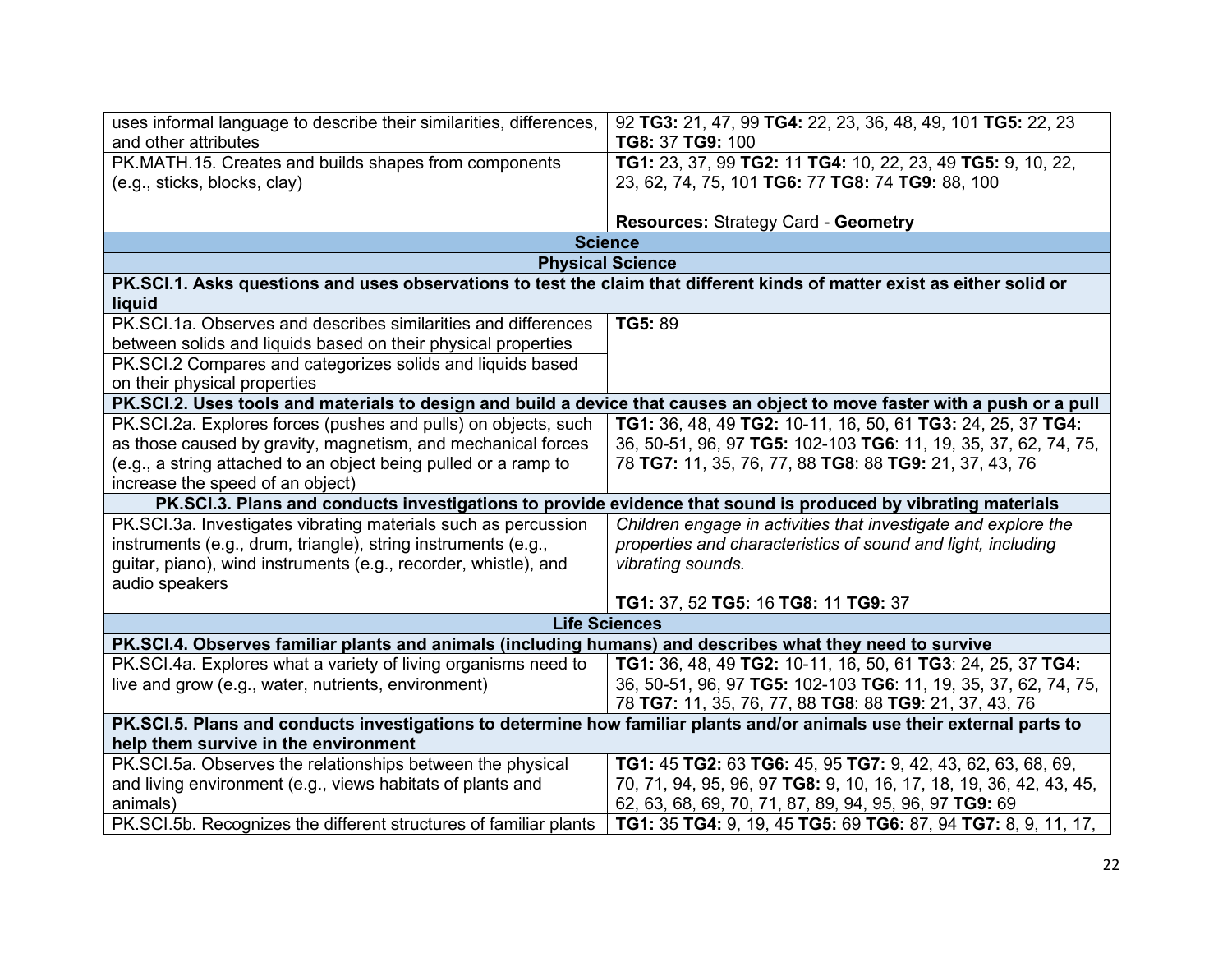| | |
|---|---|
| uses informal language to describe their similarities, differences, and other attributes | 92 **TG3:** 21, 47, 99 **TG4:** 22, 23, 36, 48, 49, 101 **TG5:** 22, 23 **TG8:** 37 **TG9:** 100 |
| PK.MATH.15. Creates and builds shapes from components (e.g., sticks, blocks, clay) | **TG1:** 23, 37, 99 **TG2:** 11 **TG4:** 10, 22, 23, 49 **TG5:** 9, 10, 22, 23, 62, 74, 75, 101 **TG6:** 77 **TG8:** 74 **TG9:** 88, 100<br><br>**Resources:** Strategy Card - **Geometry** |
| **Science** | |
| **Physical Science** | |
| **PK.SCI.1. Asks questions and uses observations to test the claim that different kinds of matter exist as either solid or liquid** | |
| PK.SCI.1a. Observes and describes similarities and differences between solids and liquids based on their physical properties | **TG5:** 89 |
| PK.SCI.2 Compares and categorizes solids and liquids based on their physical properties | |
| **PK.SCI.2. Uses tools and materials to design and build a device that causes an object to move faster with a push or a pull** | |
| PK.SCI.2a. Explores forces (pushes and pulls) on objects, such as those caused by gravity, magnetism, and mechanical forces (e.g., a string attached to an object being pulled or a ramp to increase the speed of an object) | **TG1:** 36, 48, 49 **TG2:** 10-11, 16, 50, 61 **TG3:** 24, 25, 37 **TG4:** 36, 50-51, 96, 97 **TG5:** 102-103 **TG6**: 11, 19, 35, 37, 62, 74, 75, 78 **TG7:** 11, 35, 76, 77, 88 **TG8**: 88 **TG9:** 21, 37, 43, 76 |
| **PK.SCI.3. Plans and conducts investigations to provide evidence that sound is produced by vibrating materials** | |
| PK.SCI.3a. Investigates vibrating materials such as percussion instruments (e.g., drum, triangle), string instruments (e.g., guitar, piano), wind instruments (e.g., recorder, whistle), and audio speakers | *Children engage in activities that investigate and explore the properties and characteristics of sound and light, including vibrating sounds.*<br><br>**TG1:** 37, 52 **TG5:** 16 **TG8:** 11 **TG9:** 37 |
| **Life Sciences** | |
| **PK.SCI.4. Observes familiar plants and animals (including humans) and describes what they need to survive** | |
| PK.SCI.4a. Explores what a variety of living organisms need to live and grow (e.g., water, nutrients, environment) | **TG1:** 36, 48, 49 **TG2:** 10-11, 16, 50, 61 **TG3**: 24, 25, 37 **TG4:** 36, 50-51, 96, 97 **TG5:** 102-103 **TG6**: 11, 19, 35, 37, 62, 74, 75, 78 **TG7:** 11, 35, 76, 77, 88 **TG8**: 88 **TG9**: 21, 37, 43, 76 |
| **PK.SCI.5. Plans and conducts investigations to determine how familiar plants and/or animals use their external parts to help them survive in the environment** | |
| PK.SCI.5a. Observes the relationships between the physical and living environment (e.g., views habitats of plants and animals) | **TG1:** 45 **TG2:** 63 **TG6:** 45, 95 **TG7:** 9, 42, 43, 62, 63, 68, 69, 70, 71, 94, 95, 96, 97 **TG8:** 9, 10, 16, 17, 18, 19, 36, 42, 43, 45, 62, 63, 68, 69, 70, 71, 87, 89, 94, 95, 96, 97 **TG9:** 69 |
| PK.SCI.5b. Recognizes the different structures of familiar plants | **TG1:** 35 **TG4:** 9, 19, 45 **TG5:** 69 **TG6:** 87, 94 **TG7:** 8, 9, 11, 17, |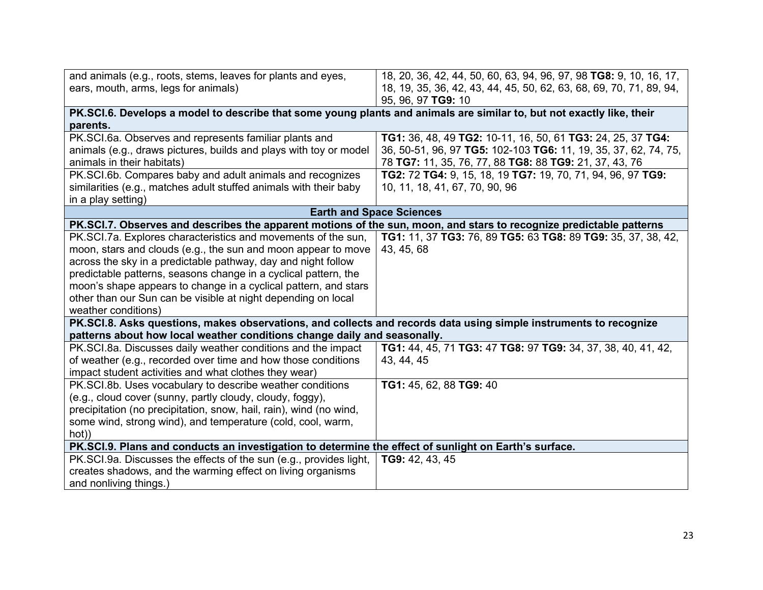| | |
|---|---|
| and animals (e.g., roots, stems, leaves for plants and eyes, ears, mouth, arms, legs for animals) | 18, 20, 36, 42, 44, 50, 60, 63, 94, 96, 97, 98 **TG8:** 9, 10, 16, 17, 18, 19, 35, 36, 42, 43, 44, 45, 50, 62, 63, 68, 69, 70, 71, 89, 94, 95, 96, 97 **TG9:** 10 |
| **PK.SCI.6. Develops a model to describe that some young plants and animals are similar to, but not exactly like, their parents.** | |
| PK.SCI.6a. Observes and represents familiar plants and animals (e.g., draws pictures, builds and plays with toy or model animals in their habitats) | **TG1:** 36, 48, 49 **TG2:** 10-11, 16, 50, 61 **TG3:** 24, 25, 37 **TG4:** 36, 50-51, 96, 97 **TG5:** 102-103 **TG6:** 11, 19, 35, 37, 62, 74, 75, 78 **TG7:** 11, 35, 76, 77, 88 **TG8:** 88 **TG9:** 21, 37, 43, 76 |
| PK.SCI.6b. Compares baby and adult animals and recognizes similarities (e.g., matches adult stuffed animals with their baby in a play setting) | **TG2:** 72 **TG4:** 9, 15, 18, 19 **TG7:** 19, 70, 71, 94, 96, 97 **TG9:** 10, 11, 18, 41, 67, 70, 90, 96 |
| **Earth and Space Sciences** | |
| **PK.SCI.7. Observes and describes the apparent motions of the sun, moon, and stars to recognize predictable patterns** | |
| PK.SCI.7a. Explores characteristics and movements of the sun, moon, stars and clouds (e.g., the sun and moon appear to move across the sky in a predictable pathway, day and night follow predictable patterns, seasons change in a cyclical pattern, the moon's shape appears to change in a cyclical pattern, and stars other than our Sun can be visible at night depending on local weather conditions) | **TG1:** 11, 37 **TG3:** 76, 89 **TG5:** 63 **TG8:** 89 **TG9:** 35, 37, 38, 42, 43, 45, 68 |
| **PK.SCI.8. Asks questions, makes observations, and collects and records data using simple instruments to recognize patterns about how local weather conditions change daily and seasonally.** | |
| PK.SCI.8a. Discusses daily weather conditions and the impact of weather (e.g., recorded over time and how those conditions impact student activities and what clothes they wear) | **TG1:** 44, 45, 71 **TG3:** 47 **TG8:** 97 **TG9:** 34, 37, 38, 40, 41, 42, 43, 44, 45 |
| PK.SCI.8b. Uses vocabulary to describe weather conditions (e.g., cloud cover (sunny, partly cloudy, cloudy, foggy), precipitation (no precipitation, snow, hail, rain), wind (no wind, some wind, strong wind), and temperature (cold, cool, warm, hot)) | **TG1:** 45, 62, 88 **TG9:** 40 |
| **PK.SCI.9. Plans and conducts an investigation to determine the effect of sunlight on Earth's surface.** | |
| PK.SCI.9a. Discusses the effects of the sun (e.g., provides light, creates shadows, and the warming effect on living organisms and nonliving things.) | **TG9:** 42, 43, 45 |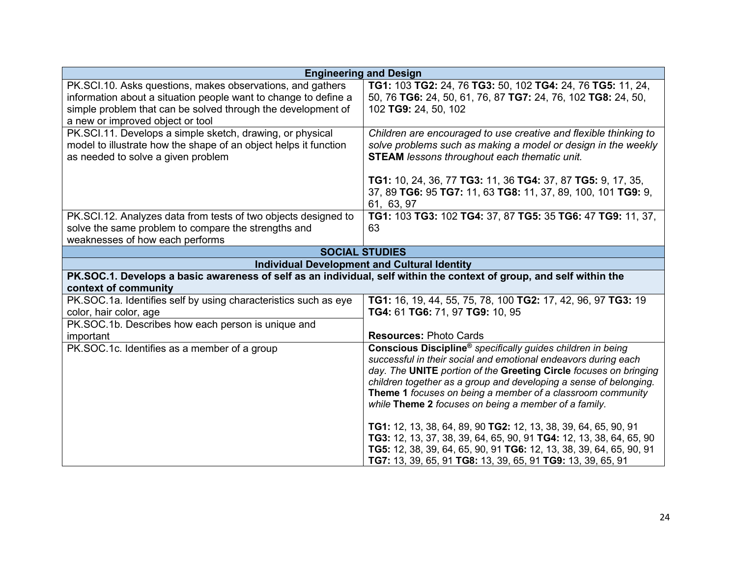| Engineering and Design | |
|---|---|
| PK.SCI.10. Asks questions, makes observations, and gathers information about a situation people want to change to define a simple problem that can be solved through the development of a new or improved object or tool | **TG1:** 103 **TG2:** 24, 76 **TG3:** 50, 102 **TG4:** 24, 76 **TG5:** 11, 24, 50, 76 **TG6:** 24, 50, 61, 76, 87 **TG7:** 24, 76, 102 **TG8:** 24, 50, 102 **TG9:** 24, 50, 102 |
| PK.SCI.11. Develops a simple sketch, drawing, or physical model to illustrate how the shape of an object helps it function as needed to solve a given problem | *Children are encouraged to use creative and flexible thinking to solve problems such as making a model or design in the weekly* **STEAM** *lessons throughout each thematic unit.*<br><br>**TG1:** 10, 24, 36, 77 **TG3:** 11, 36 **TG4:** 37, 87 **TG5:** 9, 17, 35, 37, 89 **TG6:** 95 **TG7:** 11, 63 **TG8:** 11, 37, 89, 100, 101 **TG9:** 9, 61, 63, 97 |
| PK.SCI.12. Analyzes data from tests of two objects designed to solve the same problem to compare the strengths and weaknesses of how each performs | **TG1:** 103 **TG3:** 102 **TG4:** 37, 87 **TG5:** 35 **TG6:** 47 **TG9:** 11, 37, 63 |
| **SOCIAL STUDIES** | |
| **Individual Development and Cultural Identity** | |
| **PK.SOC.1. Develops a basic awareness of self as an individual, self within the context of group, and self within the context of community** | |
| PK.SOC.1a. Identifies self by using characteristics such as eye color, hair color, age | **TG1:** 16, 19, 44, 55, 75, 78, 100 **TG2:** 17, 42, 96, 97 **TG3:** 19 **TG4:** 61 **TG6:** 71, 97 **TG9:** 10, 95<br><br>**Resources:** Photo Cards |
| PK.SOC.1b. Describes how each person is unique and important | |
| PK.SOC.1c. Identifies as a member of a group | **Conscious Discipline®** *specifically guides children in being successful in their social and emotional endeavors during each day. The* **UNITE** *portion of the* **Greeting Circle** *focuses on bringing children together as a group and developing a sense of belonging.* **Theme 1** *focuses on being a member of a classroom community while* **Theme 2** *focuses on being a member of a family.*<br><br>**TG1:** 12, 13, 38, 64, 89, 90 **TG2:** 12, 13, 38, 39, 64, 65, 90, 91 **TG3:** 12, 13, 37, 38, 39, 64, 65, 90, 91 **TG4:** 12, 13, 38, 64, 65, 90 **TG5:** 12, 38, 39, 64, 65, 90, 91 **TG6:** 12, 13, 38, 39, 64, 65, 90, 91 **TG7:** 13, 39, 65, 91 **TG8:** 13, 39, 65, 91 **TG9:** 13, 39, 65, 91 |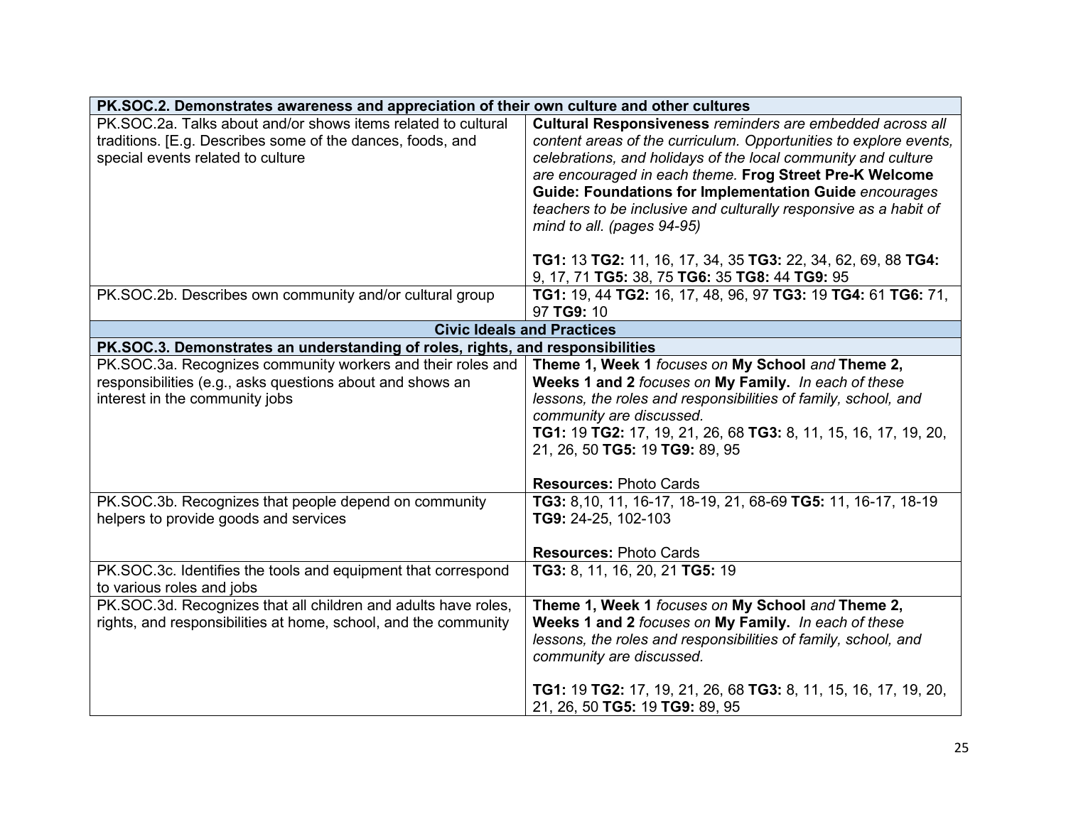| PK.SOC.2. Demonstrates awareness and appreciation of their own culture and other cultures | |
|---|---|
| PK.SOC.2a. Talks about and/or shows items related to cultural traditions. [E.g. Describes some of the dances, foods, and special events related to culture | **Cultural Responsiveness** *reminders are embedded across all content areas of the curriculum. Opportunities to explore events, celebrations, and holidays of the local community and culture are encouraged in each theme.* **Frog Street Pre-K Welcome Guide: Foundations for Implementation Guide** *encourages teachers to be inclusive and culturally responsive as a habit of mind to all. (pages 94-95)*<br><br>**TG1:** 13 **TG2:** 11, 16, 17, 34, 35 **TG3:** 22, 34, 62, 69, 88 **TG4:** 9, 17, 71 **TG5:** 38, 75 **TG6:** 35 **TG8:** 44 **TG9:** 95 |
| PK.SOC.2b. Describes own community and/or cultural group | **TG1:** 19, 44 **TG2:** 16, 17, 48, 96, 97 **TG3:** 19 **TG4:** 61 **TG6:** 71, 97 **TG9:** 10 |
| **Civic Ideals and Practices** | |
| **PK.SOC.3. Demonstrates an understanding of roles, rights, and responsibilities** | |
| PK.SOC.3a. Recognizes community workers and their roles and responsibilities (e.g., asks questions about and shows an interest in the community jobs | **Theme 1, Week 1** *focuses on* **My School** *and* **Theme 2, Weeks 1 and 2** *focuses on* **My Family.** *In each of these lessons, the roles and responsibilities of family, school, and community are discussed.*<br>**TG1:** 19 **TG2:** 17, 19, 21, 26, 68 **TG3:** 8, 11, 15, 16, 17, 19, 20, 21, 26, 50 **TG5:** 19 **TG9:** 89, 95<br><br>**Resources:** Photo Cards |
| PK.SOC.3b. Recognizes that people depend on community helpers to provide goods and services | **TG3:** 8,10, 11, 16-17, 18-19, 21, 68-69 **TG5:** 11, 16-17, 18-19 **TG9:** 24-25, 102-103<br><br>**Resources:** Photo Cards |
| PK.SOC.3c. Identifies the tools and equipment that correspond to various roles and jobs | **TG3:** 8, 11, 16, 20, 21 **TG5:** 19 |
| PK.SOC.3d. Recognizes that all children and adults have roles, rights, and responsibilities at home, school, and the community | **Theme 1, Week 1** *focuses on* **My School** *and* **Theme 2, Weeks 1 and 2** *focuses on* **My Family.** *In each of these lessons, the roles and responsibilities of family, school, and community are discussed.*<br><br>**TG1:** 19 **TG2:** 17, 19, 21, 26, 68 **TG3:** 8, 11, 15, 16, 17, 19, 20, 21, 26, 50 **TG5:** 19 **TG9:** 89, 95 |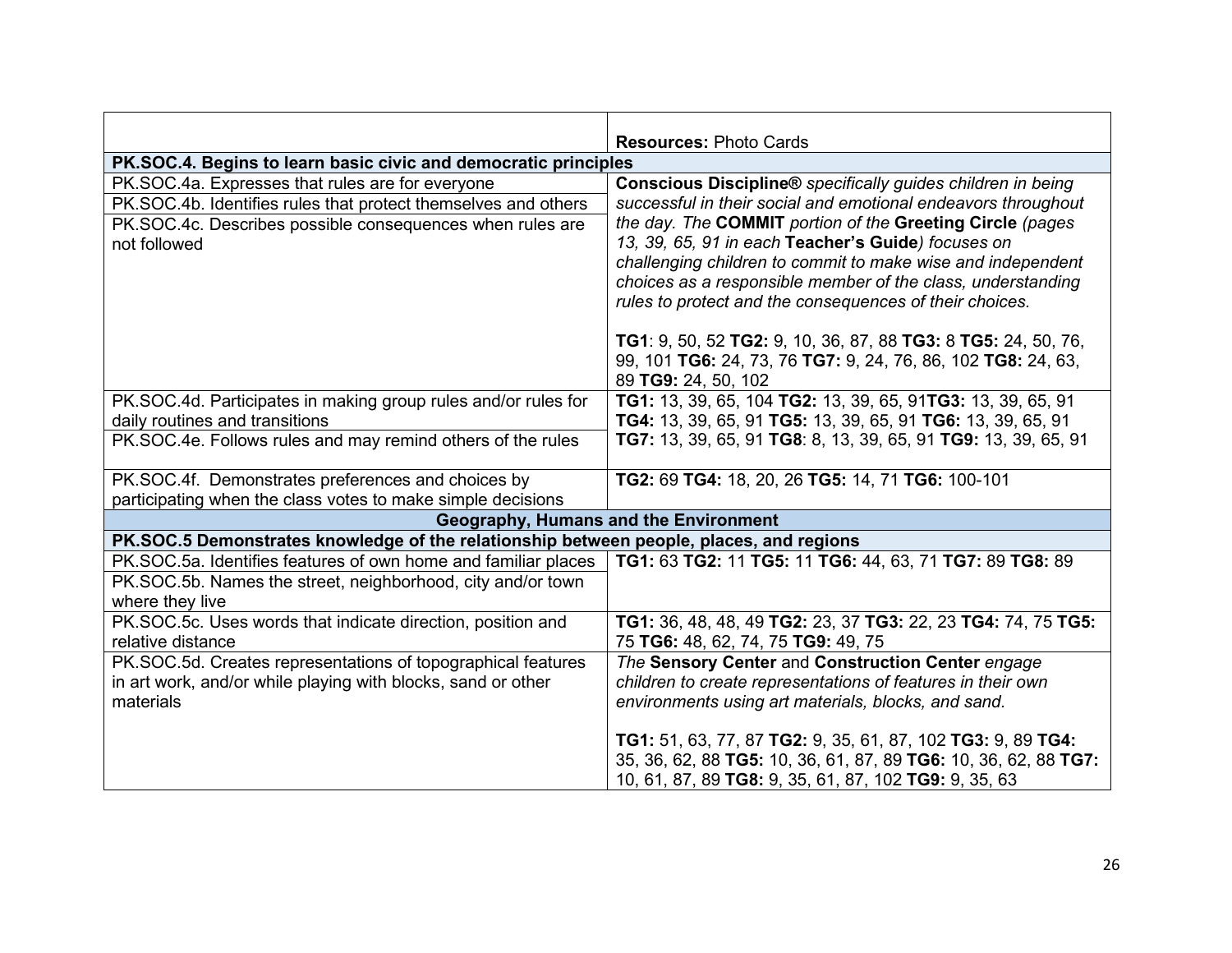| | |
|---|---|
| | **Resources:** Photo Cards |
| **PK.SOC.4. Begins to learn basic civic and democratic principles** | |
| PK.SOC.4a. Expresses that rules are for everyone | ***Conscious Discipline®*** *specifically guides children in being successful in their social and emotional endeavors throughout the day. The* ***COMMIT*** *portion of the* ***Greeting Circle*** *(pages 13, 39, 65, 91 in each* ***Teacher's Guide****) focuses on challenging children to commit to make wise and independent choices as a responsible member of the class, understanding rules to protect and the consequences of their choices.*<br><br>**TG1**: 9, 50, 52 **TG2:** 9, 10, 36, 87, 88 **TG3:** 8 **TG5:** 24, 50, 76, 99, 101 **TG6:** 24, 73, 76 **TG7:** 9, 24, 76, 86, 102 **TG8:** 24, 63, 89 **TG9:** 24, 50, 102 |
| PK.SOC.4b. Identifies rules that protect themselves and others | |
| PK.SOC.4c. Describes possible consequences when rules are not followed | |
| PK.SOC.4d. Participates in making group rules and/or rules for daily routines and transitions | **TG1:** 13, 39, 65, 104 **TG2:** 13, 39, 65, 91**TG3:** 13, 39, 65, 91 **TG4:** 13, 39, 65, 91 **TG5:** 13, 39, 65, 91 **TG6:** 13, 39, 65, 91 **TG7:** 13, 39, 65, 91 **TG8**: 8, 13, 39, 65, 91 **TG9:** 13, 39, 65, 91 |
| PK.SOC.4e. Follows rules and may remind others of the rules | |
| PK.SOC.4f. Demonstrates preferences and choices by participating when the class votes to make simple decisions | **TG2:** 69 **TG4:** 18, 20, 26 **TG5:** 14, 71 **TG6:** 100-101 |
| **Geography, Humans and the Environment** | |
| **PK.SOC.5 Demonstrates knowledge of the relationship between people, places, and regions** | |
| PK.SOC.5a. Identifies features of own home and familiar places | **TG1:** 63 **TG2:** 11 **TG5:** 11 **TG6:** 44, 63, 71 **TG7:** 89 **TG8:** 89 |
| PK.SOC.5b. Names the street, neighborhood, city and/or town where they live | |
| PK.SOC.5c. Uses words that indicate direction, position and relative distance | **TG1:** 36, 48, 48, 49 **TG2:** 23, 37 **TG3:** 22, 23 **TG4:** 74, 75 **TG5:** 75 **TG6:** 48, 62, 74, 75 **TG9:** 49, 75 |
| PK.SOC.5d. Creates representations of topographical features in art work, and/or while playing with blocks, sand or other materials | *The* ***Sensory Center*** *and* ***Construction Center*** *engage children to create representations of features in their own environments using art materials, blocks, and sand.*<br><br>**TG1:** 51, 63, 77, 87 **TG2:** 9, 35, 61, 87, 102 **TG3:** 9, 89 **TG4:** 35, 36, 62, 88 **TG5:** 10, 36, 61, 87, 89 **TG6:** 10, 36, 62, 88 **TG7:** 10, 61, 87, 89 **TG8:** 9, 35, 61, 87, 102 **TG9:** 9, 35, 63 |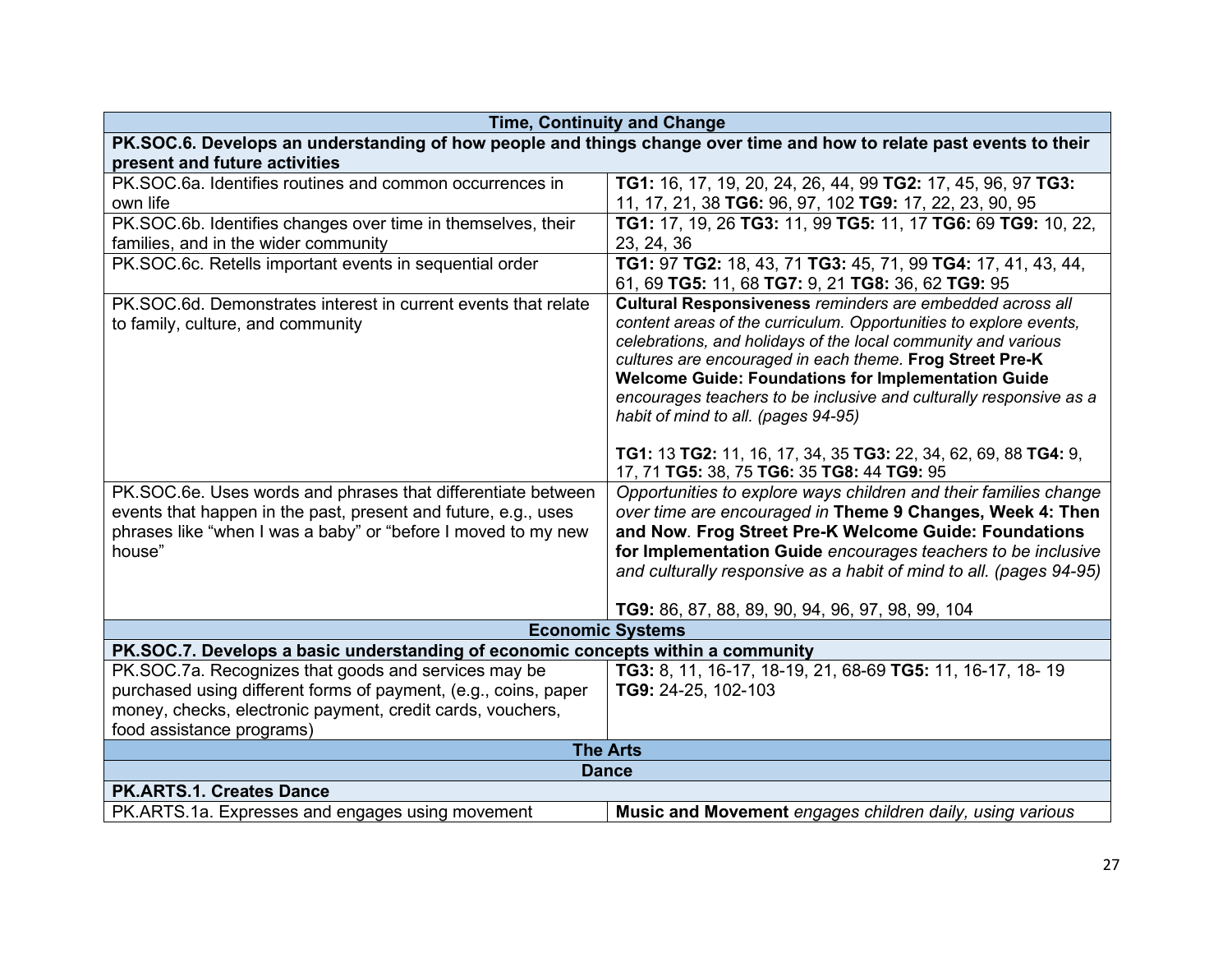| Time, Continuity and Change | |
|---|---|
| **PK.SOC.6. Develops an understanding of how people and things change over time and how to relate past events to their present and future activities** | |
| PK.SOC.6a. Identifies routines and common occurrences in own life | **TG1:** 16, 17, 19, 20, 24, 26, 44, 99 **TG2:** 17, 45, 96, 97 **TG3:** 11, 17, 21, 38 **TG6:** 96, 97, 102 **TG9:** 17, 22, 23, 90, 95 |
| PK.SOC.6b. Identifies changes over time in themselves, their families, and in the wider community | **TG1:** 17, 19, 26 **TG3:** 11, 99 **TG5:** 11, 17 **TG6:** 69 **TG9:** 10, 22, 23, 24, 36 |
| PK.SOC.6c. Retells important events in sequential order | **TG1:** 97 **TG2:** 18, 43, 71 **TG3:** 45, 71, 99 **TG4:** 17, 41, 43, 44, 61, 69 **TG5:** 11, 68 **TG7:** 9, 21 **TG8:** 36, 62 **TG9:** 95 |
| PK.SOC.6d. Demonstrates interest in current events that relate to family, culture, and community | **Cultural Responsiveness** *reminders are embedded across all content areas of the curriculum. Opportunities to explore events, celebrations, and holidays of the local community and various cultures are encouraged in each theme.* **Frog Street Pre-K Welcome Guide: Foundations for Implementation Guide** *encourages teachers to be inclusive and culturally responsive as a habit of mind to all. (pages 94-95)*<br><br>**TG1:** 13 **TG2:** 11, 16, 17, 34, 35 **TG3:** 22, 34, 62, 69, 88 **TG4:** 9, 17, 71 **TG5:** 38, 75 **TG6:** 35 **TG8:** 44 **TG9:** 95 |
| PK.SOC.6e. Uses words and phrases that differentiate between events that happen in the past, present and future, e.g., uses phrases like "when I was a baby" or "before I moved to my new house" | *Opportunities to explore ways children and their families change over time are encouraged in* **Theme 9 Changes, Week 4: Then and Now**. **Frog Street Pre-K Welcome Guide: Foundations for Implementation Guide** *encourages teachers to be inclusive and culturally responsive as a habit of mind to all. (pages 94-95)*<br><br>**TG9:** 86, 87, 88, 89, 90, 94, 96, 97, 98, 99, 104 |
| **Economic Systems** | |
| **PK.SOC.7. Develops a basic understanding of economic concepts within a community** | |
| PK.SOC.7a. Recognizes that goods and services may be purchased using different forms of payment, (e.g., coins, paper money, checks, electronic payment, credit cards, vouchers, food assistance programs) | **TG3:** 8, 11, 16-17, 18-19, 21, 68-69 **TG5:** 11, 16-17, 18- 19 **TG9:** 24-25, 102-103 |
| **The Arts** | |
| **Dance** | |
| **PK.ARTS.1. Creates Dance** | |
| PK.ARTS.1a. Expresses and engages using movement | **Music and Movement** *engages children daily, using various* |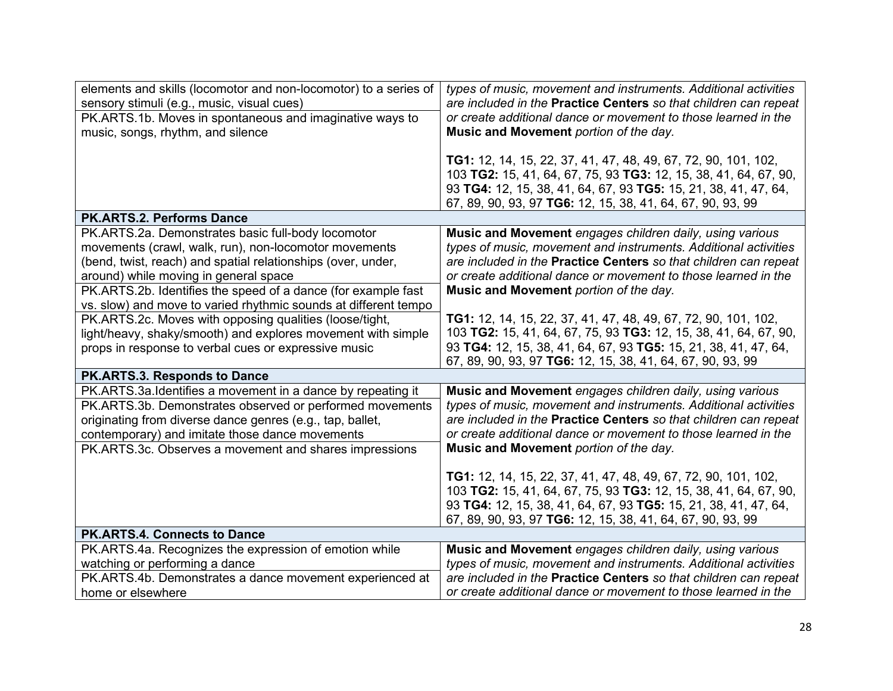| | |
|---|---|
| elements and skills (locomotor and non-locomotor) to a series of sensory stimuli (e.g., music, visual cues) | *types of music, movement and instruments. Additional activities are included in the* **Practice Centers** *so that children can repeat or create additional dance or movement to those learned in the* **Music and Movement** *portion of the day.* |
| PK.ARTS.1b. Moves in spontaneous and imaginative ways to music, songs, rhythm, and silence | **TG1:** 12, 14, 15, 22, 37, 41, 47, 48, 49, 67, 72, 90, 101, 102, 103 **TG2:** 15, 41, 64, 67, 75, 93 **TG3:** 12, 15, 38, 41, 64, 67, 90, 93 **TG4:** 12, 15, 38, 41, 64, 67, 93 **TG5:** 15, 21, 38, 41, 47, 64, 67, 89, 90, 93, 97 **TG6:** 12, 15, 38, 41, 64, 67, 90, 93, 99 |
| **PK.ARTS.2. Performs Dance** | |
| PK.ARTS.2a. Demonstrates basic full-body locomotor movements (crawl, walk, run), non-locomotor movements (bend, twist, reach) and spatial relationships (over, under, around) while moving in general space | **Music and Movement** *engages children daily, using various types of music, movement and instruments. Additional activities are included in the* **Practice Centers** *so that children can repeat or create additional dance or movement to those learned in the* **Music and Movement** *portion of the day.* |
| PK.ARTS.2b. Identifies the speed of a dance (for example fast vs. slow) and move to varied rhythmic sounds at different tempo | |
| PK.ARTS.2c. Moves with opposing qualities (loose/tight, light/heavy, shaky/smooth) and explores movement with simple props in response to verbal cues or expressive music | **TG1:** 12, 14, 15, 22, 37, 41, 47, 48, 49, 67, 72, 90, 101, 102, 103 **TG2:** 15, 41, 64, 67, 75, 93 **TG3:** 12, 15, 38, 41, 64, 67, 90, 93 **TG4:** 12, 15, 38, 41, 64, 67, 93 **TG5:** 15, 21, 38, 41, 47, 64, 67, 89, 90, 93, 97 **TG6:** 12, 15, 38, 41, 64, 67, 90, 93, 99 |
| **PK.ARTS.3. Responds to Dance** | |
| PK.ARTS.3a.Identifies a movement in a dance by repeating it | **Music and Movement** *engages children daily, using various types of music, movement and instruments. Additional activities are included in the* **Practice Centers** *so that children can repeat or create additional dance or movement to those learned in the* **Music and Movement** *portion of the day.* |
| PK.ARTS.3b. Demonstrates observed or performed movements originating from diverse dance genres (e.g., tap, ballet, contemporary) and imitate those dance movements | |
| PK.ARTS.3c. Observes a movement and shares impressions | **TG1:** 12, 14, 15, 22, 37, 41, 47, 48, 49, 67, 72, 90, 101, 102, 103 **TG2:** 15, 41, 64, 67, 75, 93 **TG3:** 12, 15, 38, 41, 64, 67, 90, 93 **TG4:** 12, 15, 38, 41, 64, 67, 93 **TG5:** 15, 21, 38, 41, 47, 64, 67, 89, 90, 93, 97 **TG6:** 12, 15, 38, 41, 64, 67, 90, 93, 99 |
| **PK.ARTS.4. Connects to Dance** | |
| PK.ARTS.4a. Recognizes the expression of emotion while watching or performing a dance | **Music and Movement** *engages children daily, using various types of music, movement and instruments. Additional activities are included in the* **Practice Centers** *so that children can repeat or create additional dance or movement to those learned in the* |
| PK.ARTS.4b. Demonstrates a dance movement experienced at home or elsewhere | |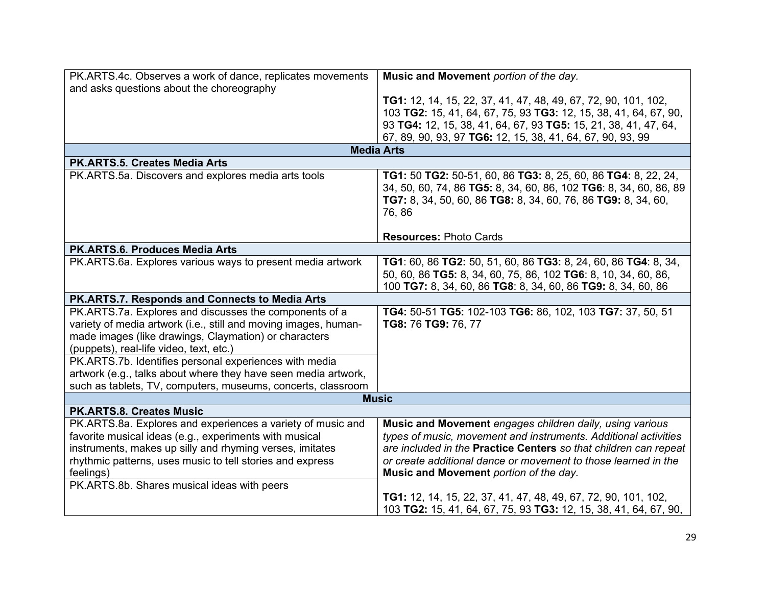| | |
|---|---|
| PK.ARTS.4c. Observes a work of dance, replicates movements and asks questions about the choreography | **Music and Movement** *portion of the day.*<br><br>**TG1:** 12, 14, 15, 22, 37, 41, 47, 48, 49, 67, 72, 90, 101, 102, 103 **TG2:** 15, 41, 64, 67, 75, 93 **TG3:** 12, 15, 38, 41, 64, 67, 90, 93 **TG4:** 12, 15, 38, 41, 64, 67, 93 **TG5:** 15, 21, 38, 41, 47, 64, 67, 89, 90, 93, 97 **TG6:** 12, 15, 38, 41, 64, 67, 90, 93, 99 |
| **Media Arts** | |
| **PK.ARTS.5. Creates Media Arts** | |
| PK.ARTS.5a. Discovers and explores media arts tools | **TG1:** 50 **TG2:** 50-51, 60, 86 **TG3:** 8, 25, 60, 86 **TG4:** 8, 22, 24, 34, 50, 60, 74, 86 **TG5:** 8, 34, 60, 86, 102 **TG6**: 8, 34, 60, 86, 89 **TG7:** 8, 34, 50, 60, 86 **TG8:** 8, 34, 60, 76, 86 **TG9:** 8, 34, 60, 76, 86<br><br>**Resources:** Photo Cards |
| **PK.ARTS.6. Produces Media Arts** | |
| PK.ARTS.6a. Explores various ways to present media artwork | **TG1**: 60, 86 **TG2:** 50, 51, 60, 86 **TG3:** 8, 24, 60, 86 **TG4**: 8, 34, 50, 60, 86 **TG5:** 8, 34, 60, 75, 86, 102 **TG6**: 8, 10, 34, 60, 86, 100 **TG7:** 8, 34, 60, 86 **TG8**: 8, 34, 60, 86 **TG9:** 8, 34, 60, 86 |
| **PK.ARTS.7. Responds and Connects to Media Arts** | |
| PK.ARTS.7a. Explores and discusses the components of a variety of media artwork (i.e., still and moving images, human-made images (like drawings, Claymation) or characters (puppets), real-life video, text, etc.) | **TG4:** 50-51 **TG5:** 102-103 **TG6:** 86, 102, 103 **TG7:** 37, 50, 51 **TG8:** 76 **TG9:** 76, 77 |
| PK.ARTS.7b. Identifies personal experiences with media artwork (e.g., talks about where they have seen media artwork, such as tablets, TV, computers, museums, concerts, classroom | |
| **Music** | |
| **PK.ARTS.8. Creates Music** | |
| PK.ARTS.8a. Explores and experiences a variety of music and favorite musical ideas (e.g., experiments with musical instruments, makes up silly and rhyming verses, imitates rhythmic patterns, uses music to tell stories and express feelings) | **Music and Movement** *engages children daily, using various types of music, movement and instruments. Additional activities are included in the* **Practice Centers** *so that children can repeat or create additional dance or movement to those learned in the* **Music and Movement** *portion of the day.*<br><br>**TG1:** 12, 14, 15, 22, 37, 41, 47, 48, 49, 67, 72, 90, 101, 102, 103 **TG2:** 15, 41, 64, 67, 75, 93 **TG3:** 12, 15, 38, 41, 64, 67, 90, |
| PK.ARTS.8b. Shares musical ideas with peers | |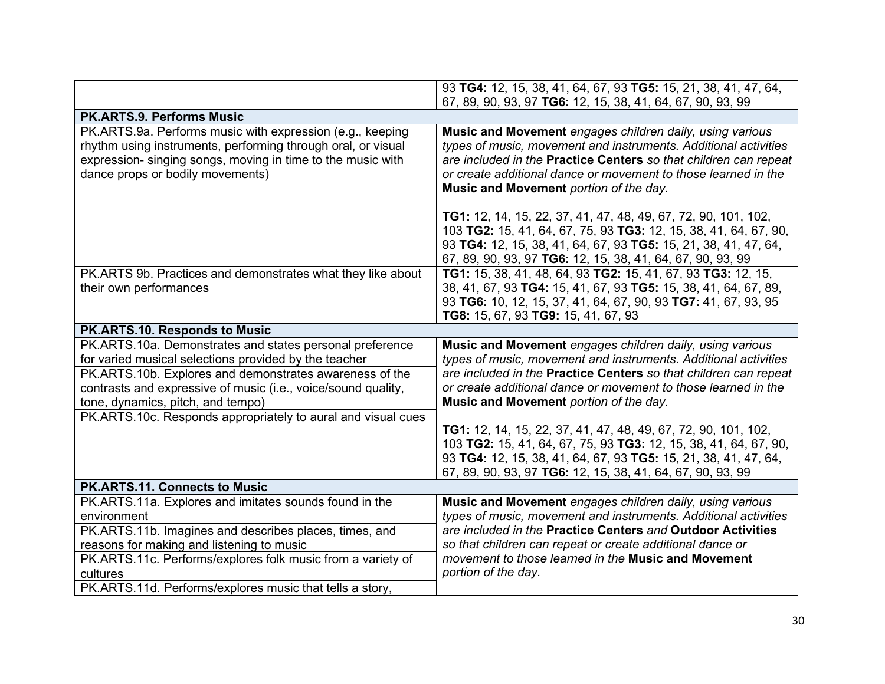| | |
|---|---|
| | 93 **TG4:** 12, 15, 38, 41, 64, 67, 93 **TG5:** 15, 21, 38, 41, 47, 64, 67, 89, 90, 93, 97 **TG6:** 12, 15, 38, 41, 64, 67, 90, 93, 99 |
| **PK.ARTS.9. Performs Music** | |
| PK.ARTS.9a. Performs music with expression (e.g., keeping rhythm using instruments, performing through oral, or visual expression- singing songs, moving in time to the music with dance props or bodily movements) | **Music and Movement** *engages children daily, using various types of music, movement and instruments. Additional activities are included in the* **Practice Centers** *so that children can repeat or create additional dance or movement to those learned in the* **Music and Movement** *portion of the day.*<br><br>**TG1:** 12, 14, 15, 22, 37, 41, 47, 48, 49, 67, 72, 90, 101, 102, 103 **TG2:** 15, 41, 64, 67, 75, 93 **TG3:** 12, 15, 38, 41, 64, 67, 90, 93 **TG4:** 12, 15, 38, 41, 64, 67, 93 **TG5:** 15, 21, 38, 41, 47, 64, 67, 89, 90, 93, 97 **TG6:** 12, 15, 38, 41, 64, 67, 90, 93, 99 |
| PK.ARTS 9b. Practices and demonstrates what they like about their own performances | **TG1:** 15, 38, 41, 48, 64, 93 **TG2:** 15, 41, 67, 93 **TG3:** 12, 15, 38, 41, 67, 93 **TG4:** 15, 41, 67, 93 **TG5:** 15, 38, 41, 64, 67, 89, 93 **TG6:** 10, 12, 15, 37, 41, 64, 67, 90, 93 **TG7:** 41, 67, 93, 95 **TG8:** 15, 67, 93 **TG9:** 15, 41, 67, 93 |
| **PK.ARTS.10. Responds to Music** | |
| PK.ARTS.10a. Demonstrates and states personal preference for varied musical selections provided by the teacher<br><br>PK.ARTS.10b. Explores and demonstrates awareness of the contrasts and expressive of music (i.e., voice/sound quality, tone, dynamics, pitch, and tempo)<br><br>PK.ARTS.10c. Responds appropriately to aural and visual cues | **Music and Movement** *engages children daily, using various types of music, movement and instruments. Additional activities are included in the* **Practice Centers** *so that children can repeat or create additional dance or movement to those learned in the* **Music and Movement** *portion of the day.*<br><br>**TG1:** 12, 14, 15, 22, 37, 41, 47, 48, 49, 67, 72, 90, 101, 102, 103 **TG2:** 15, 41, 64, 67, 75, 93 **TG3:** 12, 15, 38, 41, 64, 67, 90, 93 **TG4:** 12, 15, 38, 41, 64, 67, 93 **TG5:** 15, 21, 38, 41, 47, 64, 67, 89, 90, 93, 97 **TG6:** 12, 15, 38, 41, 64, 67, 90, 93, 99 |
| **PK.ARTS.11. Connects to Music** | |
| PK.ARTS.11a. Explores and imitates sounds found in the environment<br><br>PK.ARTS.11b. Imagines and describes places, times, and reasons for making and listening to music<br><br>PK.ARTS.11c. Performs/explores folk music from a variety of cultures<br><br>PK.ARTS.11d. Performs/explores music that tells a story, | **Music and Movement** *engages children daily, using various types of music, movement and instruments. Additional activities are included in the* **Practice Centers** *and* **Outdoor Activities** *so that children can repeat or create additional dance or movement to those learned in the* **Music and Movement** *portion of the day.* |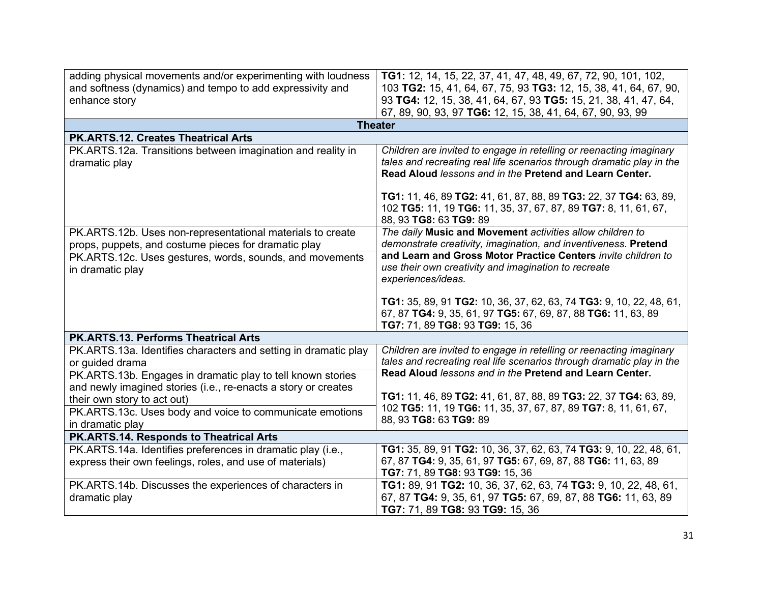| | |
|---|---|
| adding physical movements and/or experimenting with loudness and softness (dynamics) and tempo to add expressivity and enhance story | **TG1:** 12, 14, 15, 22, 37, 41, 47, 48, 49, 67, 72, 90, 101, 102, 103 **TG2:** 15, 41, 64, 67, 75, 93 **TG3:** 12, 15, 38, 41, 64, 67, 90, 93 **TG4:** 12, 15, 38, 41, 64, 67, 93 **TG5:** 15, 21, 38, 41, 47, 64, 67, 89, 90, 93, 97 **TG6:** 12, 15, 38, 41, 64, 67, 90, 93, 99 |
| **Theater** | |
| **PK.ARTS.12. Creates Theatrical Arts** | |
| PK.ARTS.12a. Transitions between imagination and reality in dramatic play | *Children are invited to engage in retelling or reenacting imaginary tales and recreating real life scenarios through dramatic play in the* **Read Aloud** *lessons and in the* **Pretend and Learn Center.**<br><br>**TG1:** 11, 46, 89 **TG2:** 41, 61, 87, 88, 89 **TG3:** 22, 37 **TG4:** 63, 89, 102 **TG5:** 11, 19 **TG6:** 11, 35, 37, 67, 87, 89 **TG7:** 8, 11, 61, 67, 88, 93 **TG8:** 63 **TG9:** 89 |
| PK.ARTS.12b. Uses non-representational materials to create props, puppets, and costume pieces for dramatic play<br>PK.ARTS.12c. Uses gestures, words, sounds, and movements in dramatic play | *The daily* **Music and Movement** *activities allow children to demonstrate creativity, imagination, and inventiveness.* **Pretend and Learn and Gross Motor Practice Centers** *invite children to use their own creativity and imagination to recreate experiences/ideas.*<br><br>**TG1:** 35, 89, 91 **TG2:** 10, 36, 37, 62, 63, 74 **TG3:** 9, 10, 22, 48, 61, 67, 87 **TG4:** 9, 35, 61, 97 **TG5:** 67, 69, 87, 88 **TG6:** 11, 63, 89 **TG7:** 71, 89 **TG8:** 93 **TG9:** 15, 36 |
| **PK.ARTS.13. Performs Theatrical Arts** | |
| PK.ARTS.13a. Identifies characters and setting in dramatic play or guided drama<br>PK.ARTS.13b. Engages in dramatic play to tell known stories and newly imagined stories (i.e., re-enacts a story or creates their own story to act out)<br>PK.ARTS.13c. Uses body and voice to communicate emotions in dramatic play | *Children are invited to engage in retelling or reenacting imaginary tales and recreating real life scenarios through dramatic play in the* **Read Aloud** *lessons and in the* **Pretend and Learn Center.**<br><br>**TG1:** 11, 46, 89 **TG2:** 41, 61, 87, 88, 89 **TG3:** 22, 37 **TG4:** 63, 89, 102 **TG5:** 11, 19 **TG6:** 11, 35, 37, 67, 87, 89 **TG7:** 8, 11, 61, 67, 88, 93 **TG8:** 63 **TG9:** 89 |
| **PK.ARTS.14. Responds to Theatrical Arts** | |
| PK.ARTS.14a. Identifies preferences in dramatic play (i.e., express their own feelings, roles, and use of materials) | **TG1:** 35, 89, 91 **TG2:** 10, 36, 37, 62, 63, 74 **TG3:** 9, 10, 22, 48, 61, 67, 87 **TG4:** 9, 35, 61, 97 **TG5:** 67, 69, 87, 88 **TG6:** 11, 63, 89 **TG7:** 71, 89 **TG8:** 93 **TG9:** 15, 36 |
| PK.ARTS.14b. Discusses the experiences of characters in dramatic play | **TG1:** 89, 91 **TG2:** 10, 36, 37, 62, 63, 74 **TG3:** 9, 10, 22, 48, 61, 67, 87 **TG4:** 9, 35, 61, 97 **TG5:** 67, 69, 87, 88 **TG6:** 11, 63, 89 **TG7:** 71, 89 **TG8:** 93 **TG9:** 15, 36 |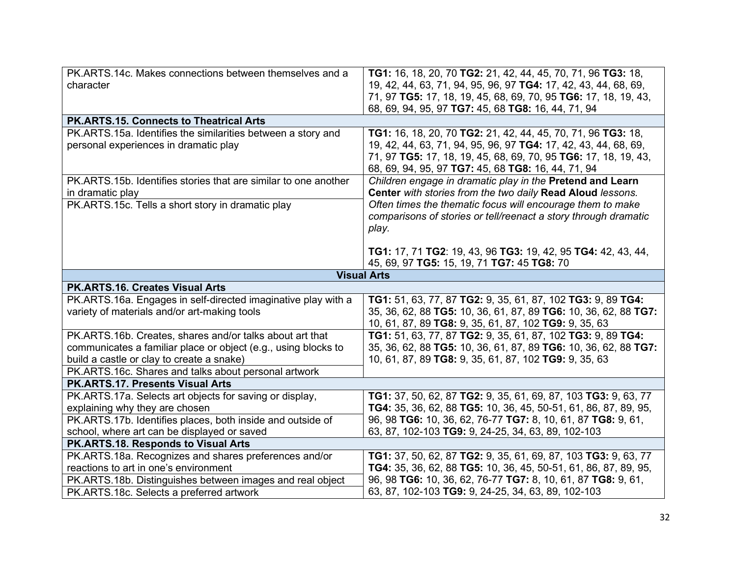| | |
|---|---|
| PK.ARTS.14c. Makes connections between themselves and a character | **TG1:** 16, 18, 20, 70 **TG2:** 21, 42, 44, 45, 70, 71, 96 **TG3:** 18, 19, 42, 44, 63, 71, 94, 95, 96, 97 **TG4:** 17, 42, 43, 44, 68, 69, 71, 97 **TG5:** 17, 18, 19, 45, 68, 69, 70, 95 **TG6:** 17, 18, 19, 43, 68, 69, 94, 95, 97 **TG7:** 45, 68 **TG8:** 16, 44, 71, 94 |
| **PK.ARTS.15. Connects to Theatrical Arts** | |
| PK.ARTS.15a. Identifies the similarities between a story and personal experiences in dramatic play | **TG1:** 16, 18, 20, 70 **TG2:** 21, 42, 44, 45, 70, 71, 96 **TG3:** 18, 19, 42, 44, 63, 71, 94, 95, 96, 97 **TG4:** 17, 42, 43, 44, 68, 69, 71, 97 **TG5:** 17, 18, 19, 45, 68, 69, 70, 95 **TG6:** 17, 18, 19, 43, 68, 69, 94, 95, 97 **TG7:** 45, 68 **TG8:** 16, 44, 71, 94 |
| PK.ARTS.15b. Identifies stories that are similar to one another in dramatic play<br>PK.ARTS.15c. Tells a short story in dramatic play | *Children engage in dramatic play in the* ***Pretend and Learn Center*** *with stories from the two daily* ***Read Aloud*** *lessons. Often times the thematic focus will encourage them to make comparisons of stories or tell/reenact a story through dramatic play.*<br><br>**TG1:** 17, 71 **TG2**: 19, 43, 96 **TG3:** 19, 42, 95 **TG4:** 42, 43, 44, 45, 69, 97 **TG5:** 15, 19, 71 **TG7:** 45 **TG8:** 70 |
| **Visual Arts** | |
| **PK.ARTS.16. Creates Visual Arts** | |
| PK.ARTS.16a. Engages in self-directed imaginative play with a variety of materials and/or art-making tools | **TG1:** 51, 63, 77, 87 **TG2:** 9, 35, 61, 87, 102 **TG3:** 9, 89 **TG4:** 35, 36, 62, 88 **TG5:** 10, 36, 61, 87, 89 **TG6:** 10, 36, 62, 88 **TG7:** 10, 61, 87, 89 **TG8:** 9, 35, 61, 87, 102 **TG9:** 9, 35, 63 |
| PK.ARTS.16b. Creates, shares and/or talks about art that communicates a familiar place or object (e.g., using blocks to build a castle or clay to create a snake)<br>PK.ARTS.16c. Shares and talks about personal artwork | **TG1:** 51, 63, 77, 87 **TG2:** 9, 35, 61, 87, 102 **TG3:** 9, 89 **TG4:** 35, 36, 62, 88 **TG5:** 10, 36, 61, 87, 89 **TG6:** 10, 36, 62, 88 **TG7:** 10, 61, 87, 89 **TG8:** 9, 35, 61, 87, 102 **TG9:** 9, 35, 63 |
| **PK.ARTS.17. Presents Visual Arts** | |
| PK.ARTS.17a. Selects art objects for saving or display, explaining why they are chosen<br>PK.ARTS.17b. Identifies places, both inside and outside of school, where art can be displayed or saved | **TG1:** 37, 50, 62, 87 **TG2:** 9, 35, 61, 69, 87, 103 **TG3:** 9, 63, 77 **TG4:** 35, 36, 62, 88 **TG5:** 10, 36, 45, 50-51, 61, 86, 87, 89, 95, 96, 98 **TG6:** 10, 36, 62, 76-77 **TG7:** 8, 10, 61, 87 **TG8:** 9, 61, 63, 87, 102-103 **TG9:** 9, 24-25, 34, 63, 89, 102-103 |
| **PK.ARTS.18. Responds to Visual Arts** | |
| PK.ARTS.18a. Recognizes and shares preferences and/or reactions to art in one's environment<br>PK.ARTS.18b. Distinguishes between images and real object<br>PK.ARTS.18c. Selects a preferred artwork | **TG1:** 37, 50, 62, 87 **TG2:** 9, 35, 61, 69, 87, 103 **TG3:** 9, 63, 77 **TG4:** 35, 36, 62, 88 **TG5:** 10, 36, 45, 50-51, 61, 86, 87, 89, 95, 96, 98 **TG6:** 10, 36, 62, 76-77 **TG7:** 8, 10, 61, 87 **TG8:** 9, 61, 63, 87, 102-103 **TG9:** 9, 24-25, 34, 63, 89, 102-103 |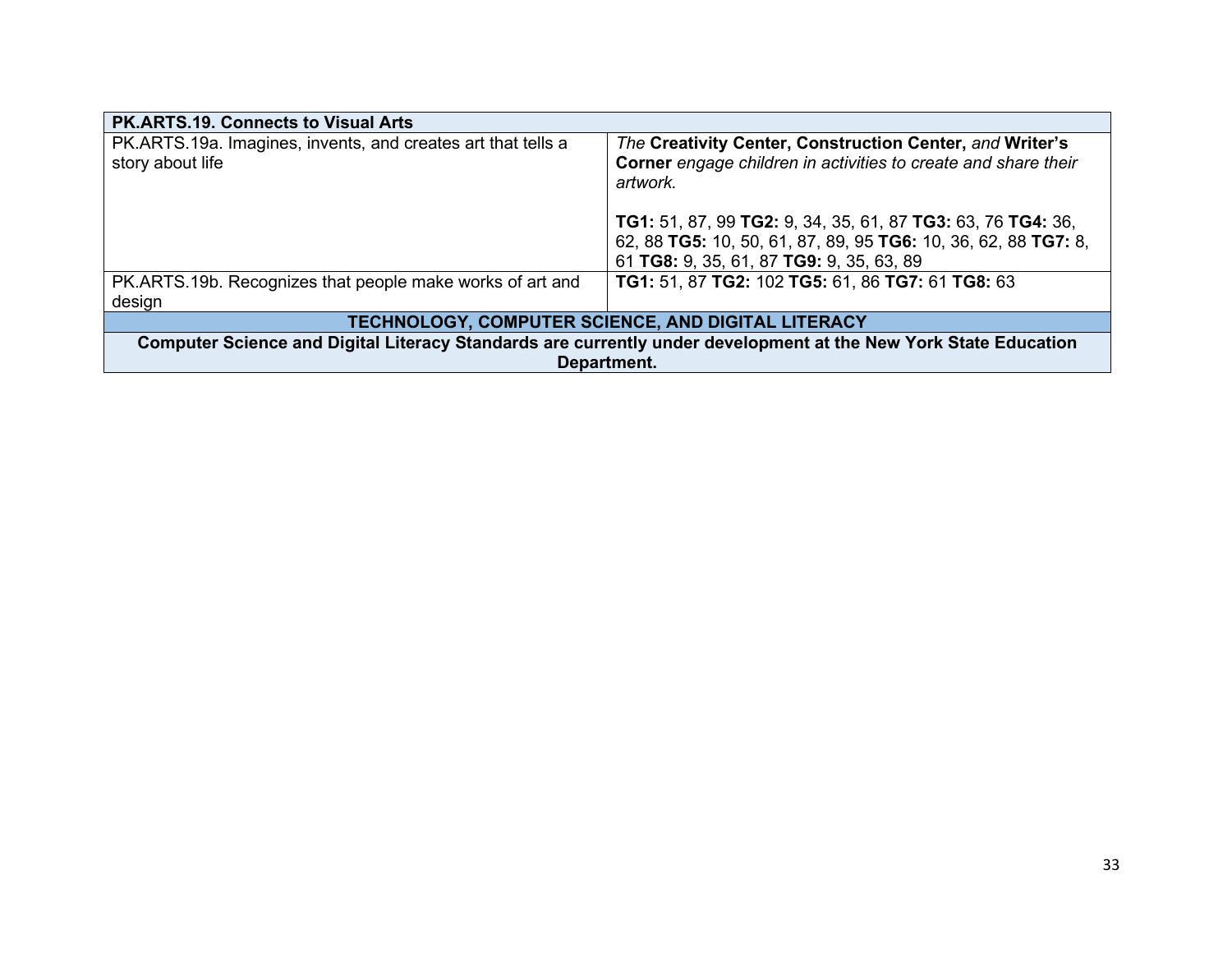| PK.ARTS.19. Connects to Visual Arts | |
|---|---|
| PK.ARTS.19a. Imagines, invents, and creates art that tells a story about life | *The* **Creativity Center, Construction Center,** *and* **Writer's Corner** *engage children in activities to create and share their artwork.*<br><br>**TG1:** 51, 87, 99 **TG2:** 9, 34, 35, 61, 87 **TG3:** 63, 76 **TG4:** 36, 62, 88 **TG5:** 10, 50, 61, 87, 89, 95 **TG6:** 10, 36, 62, 88 **TG7:** 8, 61 **TG8:** 9, 35, 61, 87 **TG9:** 9, 35, 63, 89 |
| PK.ARTS.19b. Recognizes that people make works of art and design | **TG1:** 51, 87 **TG2:** 102 **TG5:** 61, 86 **TG7:** 61 **TG8:** 63 |
| **TECHNOLOGY, COMPUTER SCIENCE, AND DIGITAL LITERACY** | |
| **Computer Science and Digital Literacy Standards are currently under development at the New York State Education Department.** | |